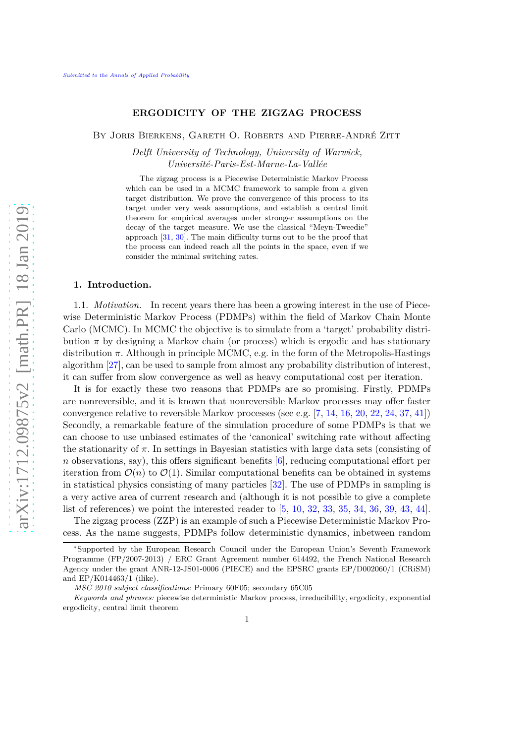# ERGODICITY OF THE ZIGZAG PROCESS

By Joris Bierkens, Gareth O. Roberts and Pierre-André Zitt

*Delft University of Technology, University of Warwick, Université-Paris-Est-Marne-La-Vallée*

The zigzag process is a Piecewise Deterministic Markov Process which can be used in a MCMC framework to sample from a given target distribution. We prove the convergence of this process to its target under very weak assumptions, and establish a central limit theorem for empirical averages under stronger assumptions on the decay of the target measure. We use the classical "Meyn-Tweedie" approach [31, 30]. The main difficulty turns out to be the proof that the process can indeed reach all the points in the space, even if we consider the minimal switching rates.

## 1. Introduction.

1.1. *Motivation.* In recent years there has been a growing interest in the use of Piecewise Deterministic Markov Process (PDMPs) within the field of Markov Chain Monte Carlo (MCMC). In MCMC the objective is to simulate from a 'target' probability distribution $\pi$ by designing a Markov chain (or process) which is ergodic and has stationary distribution $\pi$. Although in principle MCMC, e.g. in the form of the Metropolis-Hastings algorithm [27], can be used to sample from almost any probability distribution of interest, it can suffer from slow convergence as well as heavy computational cost per iteration.

It is for exactly these two reasons that PDMPs are so promising. Firstly, PDMPs are nonreversible, and it is known that nonreversible Markov processes may offer faster convergence relative to reversible Markov processes (see e.g. [7, 14, 16, 20, 22, 24, 37, 41]) Secondly, a remarkable feature of the simulation procedure of some PDMPs is that we can choose to use unbiased estimates of the 'canonical' switching rate without affecting the stationarity of $\pi$. In settings in Bayesian statistics with large data sets (consisting of $n$ observations, say), this offers significant benefits [6], reducing computational effort per iteration from $\mathcal{O}(n)$ to $\mathcal{O}(1)$. Similar computational benefits can be obtained in systems in statistical physics consisting of many particles [32]. The use of PDMPs in sampling is a very active area of current research and (although it is not possible to give a complete list of references) we point the interested reader to [5, 10, 32, 33, 35, 34, 36, 39, 43, 44].

The zigzag process (ZZP) is an example of such a Piecewise Deterministic Markov Process. As the name suggests, PDMPs follow deterministic dynamics, inbetween random

---

*Supported by the European Research Council under the European Union's Seventh Framework Programme (FP/2007-2013) / ERC Grant Agreement number 614492, the French National Research Agency under the grant ANR-12-JS01-0006 (PIECE) and the EPSRC grants EP/D002060/1 (CRiSM) and EP/K014463/1 (ilike).

*MSC 2010 subject classifications:* Primary 60F05; secondary 65C05

*Keywords and phrases:* piecewise deterministic Markov process, irreducibility, ergodicity, exponential ergodicity, central limit theorem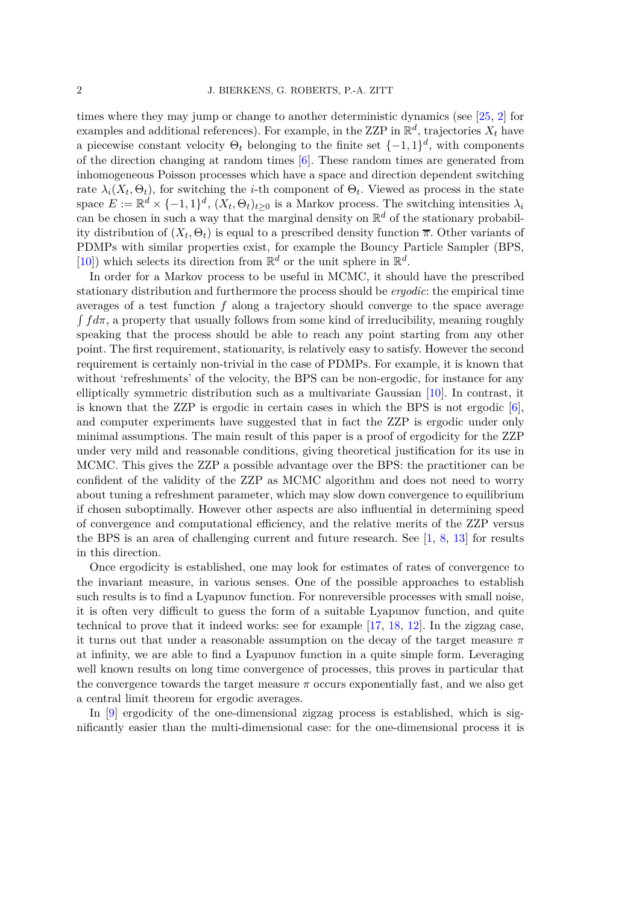times where they may jump or change to another deterministic dynamics (see [25, 2] for examples and additional references). For example, in the ZZP in $\mathbb{R}^d$, trajectories $X_t$ have a piecewise constant velocity $\Theta_t$ belonging to the finite set $\{-1, 1\}^d$, with components of the direction changing at random times [6]. These random times are generated from inhomogeneous Poisson processes which have a space and direction dependent switching rate $\lambda_i(X_t, \Theta_t)$, for switching the $i$-th component of $\Theta_t$. Viewed as process in the state space $E := \mathbb{R}^d \times \{-1, 1\}^d$, $(X_t, \Theta_t)_{t \geq 0}$ is a Markov process. The switching intensities $\lambda_i$ can be chosen in such a way that the marginal density on $\mathbb{R}^d$ of the stationary probability distribution of $(X_t, \Theta_t)$ is equal to a prescribed density function $\overline{\pi}$. Other variants of PDMPs with similar properties exist, for example the Bouncy Particle Sampler (BPS, [10]) which selects its direction from $\mathbb{R}^d$ or the unit sphere in $\mathbb{R}^d$.

In order for a Markov process to be useful in MCMC, it should have the prescribed stationary distribution and furthermore the process should be *ergodic*: the empirical time averages of a test function $f$ along a trajectory should converge to the space average $\int f d\pi$, a property that usually follows from some kind of irreducibility, meaning roughly speaking that the process should be able to reach any point starting from any other point. The first requirement, stationarity, is relatively easy to satisfy. However the second requirement is certainly non-trivial in the case of PDMPs. For example, it is known that without 'refreshments' of the velocity, the BPS can be non-ergodic, for instance for any elliptically symmetric distribution such as a multivariate Gaussian [10]. In contrast, it is known that the ZZP is ergodic in certain cases in which the BPS is not ergodic [6], and computer experiments have suggested that in fact the ZZP is ergodic under only minimal assumptions. The main result of this paper is a proof of ergodicity for the ZZP under very mild and reasonable conditions, giving theoretical justification for its use in MCMC. This gives the ZZP a possible advantage over the BPS: the practitioner can be confident of the validity of the ZZP as MCMC algorithm and does not need to worry about tuning a refreshment parameter, which may slow down convergence to equilibrium if chosen suboptimally. However other aspects are also influential in determining speed of convergence and computational efficiency, and the relative merits of the ZZP versus the BPS is an area of challenging current and future research. See [1, 8, 13] for results in this direction.

Once ergodicity is established, one may look for estimates of rates of convergence to the invariant measure, in various senses. One of the possible approaches to establish such results is to find a Lyapunov function. For nonreversible processes with small noise, it is often very difficult to guess the form of a suitable Lyapunov function, and quite technical to prove that it indeed works: see for example [17, 18, 12]. In the zigzag case, it turns out that under a reasonable assumption on the decay of the target measure $\pi$ at infinity, we are able to find a Lyapunov function in a quite simple form. Leveraging well known results on long time convergence of processes, this proves in particular that the convergence towards the target measure $\pi$ occurs exponentially fast, and we also get a central limit theorem for ergodic averages.

In [9] ergodicity of the one-dimensional zigzag process is established, which is significantly easier than the multi-dimensional case: for the one-dimensional process it is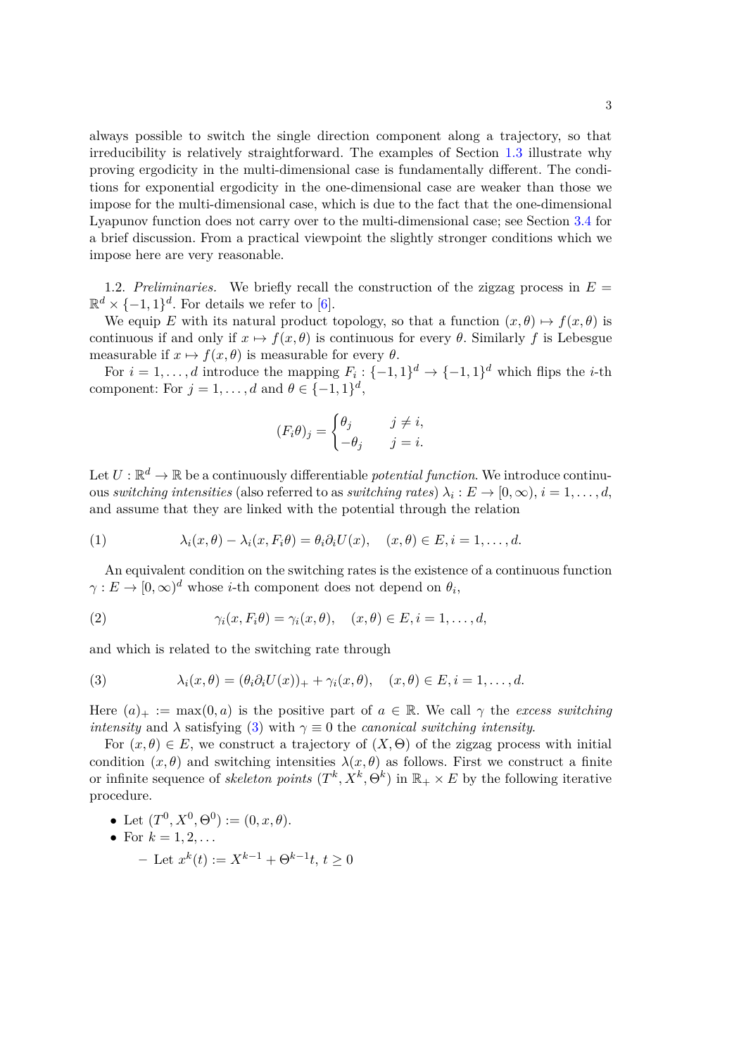always possible to switch the single direction component along a trajectory, so that irreducibility is relatively straightforward. The examples of Section 1.3 illustrate why proving ergodicity in the multi-dimensional case is fundamentally different. The conditions for exponential ergodicity in the one-dimensional case are weaker than those we impose for the multi-dimensional case, which is due to the fact that the one-dimensional Lyapunov function does not carry over to the multi-dimensional case; see Section 3.4 for a brief discussion. From a practical viewpoint the slightly stronger conditions which we impose here are very reasonable.

1.2. *Preliminaries.* We briefly recall the construction of the zigzag process in $E = \mathbb{R}^d \times \{-1, 1\}^d$. For details we refer to [6].

We equip $E$ with its natural product topology, so that a function $(x, \theta) \mapsto f(x, \theta)$ is continuous if and only if $x \mapsto f(x, \theta)$ is continuous for every $\theta$. Similarly $f$ is Lebesgue measurable if $x \mapsto f(x, \theta)$ is measurable for every $\theta$.

For $i = 1, \ldots, d$ introduce the mapping $F_i : \{-1, 1\}^d \to \{-1, 1\}^d$ which flips the $i$-th component: For $j = 1, \ldots, d$ and $\theta \in \{-1, 1\}^d$,

$$(F_i\theta)_j = \begin{cases} \theta_j & j \neq i, \\ -\theta_j & j = i. \end{cases}$$

Let $U : \mathbb{R}^d \to \mathbb{R}$ be a continuously differentiable *potential function*. We introduce continuous *switching intensities* (also referred to as *switching rates*) $\lambda_i : E \to [0, \infty)$, $i = 1, \ldots, d$, and assume that they are linked with the potential through the relation

$$\lambda_i(x, \theta) - \lambda_i(x, F_i\theta) = \theta_i \partial_i U(x), \quad (x, \theta) \in E, i = 1, \ldots, d. \tag{1}$$

An equivalent condition on the switching rates is the existence of a continuous function $\gamma : E \to [0, \infty)^d$ whose $i$-th component does not depend on $\theta_i$,

$$\gamma_i(x, F_i\theta) = \gamma_i(x, \theta), \quad (x, \theta) \in E, i = 1, \ldots, d, \tag{2}$$

and which is related to the switching rate through

$$\lambda_i(x, \theta) = (\theta_i \partial_i U(x))_+ + \gamma_i(x, \theta), \quad (x, \theta) \in E, i = 1, \ldots, d. \tag{3}$$

Here $(a)_+ := \max(0, a)$ is the positive part of $a \in \mathbb{R}$. We call $\gamma$ the *excess switching intensity* and $\lambda$ satisfying (3) with $\gamma \equiv 0$ the *canonical switching intensity*.

For $(x, \theta) \in E$, we construct a trajectory of $(X, \Theta)$ of the zigzag process with initial condition $(x, \theta)$ and switching intensities $\lambda(x, \theta)$ as follows. First we construct a finite or infinite sequence of *skeleton points* $(T^k, X^k, \Theta^k)$ in $\mathbb{R}_+ \times E$ by the following iterative procedure.

- Let $(T^0, X^0, \Theta^0) := (0, x, \theta)$.
- For $k = 1, 2, \ldots$
  - Let $x^k(t) := X^{k-1} + \Theta^{k-1}t$, $t \geq 0$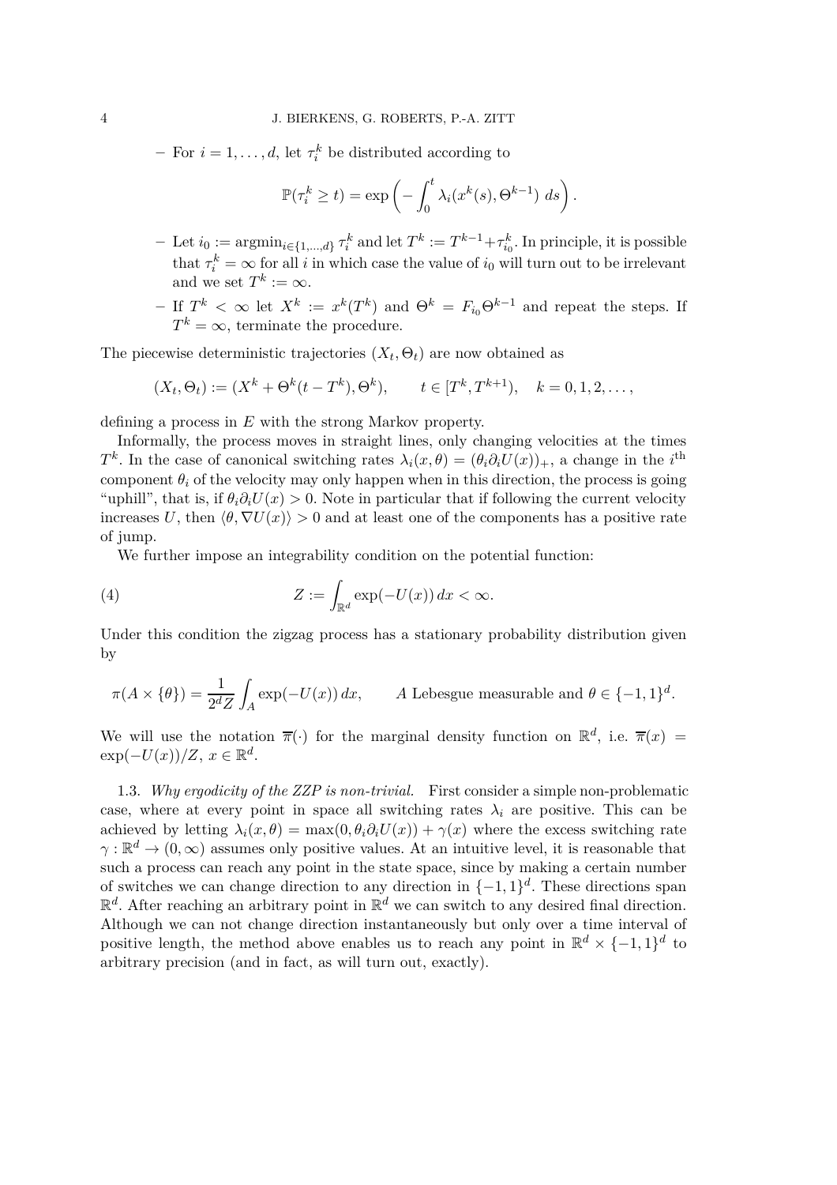- For $i = 1, \ldots, d$, let $\tau_i^k$ be distributed according to

$$\mathbb{P}(\tau_i^k \geq t) = \exp\left( - \int_0^t \lambda_i(x^k(s), \Theta^{k-1}) \, ds \right).$$

- Let $i_0 := \operatorname{argmin}_{i \in \{1,\ldots,d\}} \tau_i^k$ and let $T^k := T^{k-1} + \tau_{i_0}^k$. In principle, it is possible that $\tau_i^k = \infty$ for all $i$ in which case the value of $i_0$ will turn out to be irrelevant and we set $T^k := \infty$.
- If $T^k < \infty$ let $X^k := x^k(T^k)$ and $\Theta^k = F_{i_0} \Theta^{k-1}$ and repeat the steps. If $T^k = \infty$, terminate the procedure.

The piecewise deterministic trajectories $(X_t, \Theta_t)$ are now obtained as

$$(X_t, \Theta_t) := (X^k + \Theta^k (t - T^k), \Theta^k), \qquad t \in [T^k, T^{k+1}), \quad k = 0, 1, 2, \ldots,$$

defining a process in $E$ with the strong Markov property.

Informally, the process moves in straight lines, only changing velocities at the times $T^k$. In the case of canonical switching rates $\lambda_i(x, \theta) = (\theta_i \partial_i U(x))_+$, a change in the $i^{\text{th}}$ component $\theta_i$ of the velocity may only happen when in this direction, the process is going "uphill", that is, if $\theta_i \partial_i U(x) > 0$. Note in particular that if following the current velocity increases $U$, then $\langle \theta, \nabla U(x) \rangle > 0$ and at least one of the components has a positive rate of jump.

We further impose an integrability condition on the potential function:

$$Z := \int_{\mathbb{R}^d} \exp(-U(x)) \, dx < \infty. \tag{4}$$

Under this condition the zigzag process has a stationary probability distribution given by

$$\pi(A \times \{\theta\}) = \frac{1}{2^d Z} \int_A \exp(-U(x)) \, dx, \qquad A \text{ Lebesgue measurable and } \theta \in \{-1, 1\}^d.$$

We will use the notation $\overline{\pi}(\cdot)$ for the marginal density function on $\mathbb{R}^d$, i.e. $\overline{\pi}(x) = \exp(-U(x))/Z$, $x \in \mathbb{R}^d$.

1.3. *Why ergodicity of the ZZP is non-trivial.* First consider a simple non-problematic case, where at every point in space all switching rates $\lambda_i$ are positive. This can be achieved by letting $\lambda_i(x, \theta) = \max(0, \theta_i \partial_i U(x)) + \gamma(x)$ where the excess switching rate $\gamma : \mathbb{R}^d \to (0, \infty)$ assumes only positive values. At an intuitive level, it is reasonable that such a process can reach any point in the state space, since by making a certain number of switches we can change direction to any direction in $\{-1, 1\}^d$. These directions span $\mathbb{R}^d$. After reaching an arbitrary point in $\mathbb{R}^d$ we can switch to any desired final direction. Although we can not change direction instantaneously but only over a time interval of positive length, the method above enables us to reach any point in $\mathbb{R}^d \times \{-1, 1\}^d$ to arbitrary precision (and in fact, as will turn out, exactly).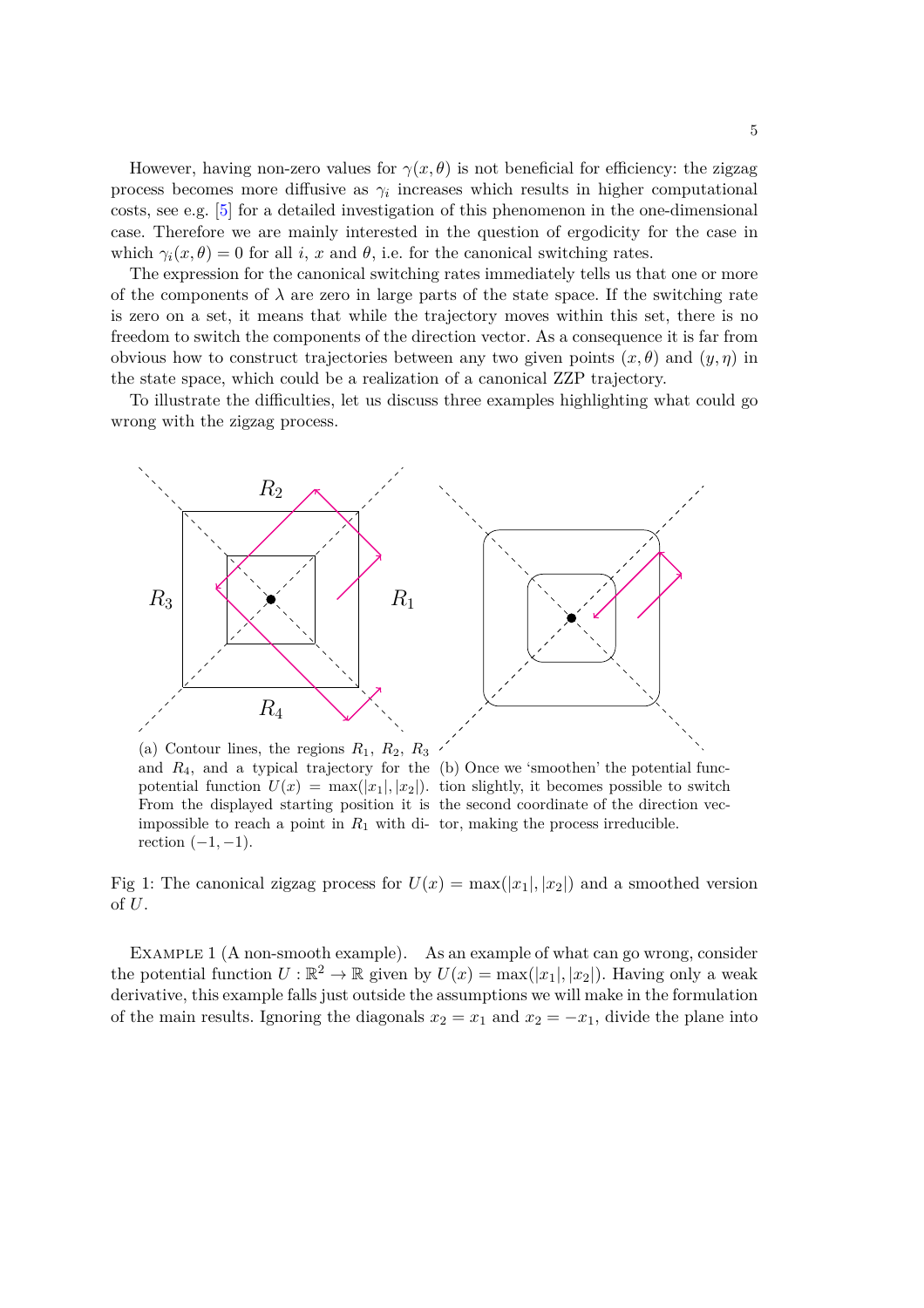However, having non-zero values for $\gamma(x, \theta)$ is not beneficial for efficiency: the zigzag process becomes more diffusive as $\gamma_i$ increases which results in higher computational costs, see e.g. [5] for a detailed investigation of this phenomenon in the one-dimensional case. Therefore we are mainly interested in the question of ergodicity for the case in which $\gamma_i(x, \theta) = 0$ for all $i$, $x$ and $\theta$, i.e. for the canonical switching rates.

The expression for the canonical switching rates immediately tells us that one or more of the components of $\lambda$ are zero in large parts of the state space. If the switching rate is zero on a set, it means that while the trajectory moves within this set, there is no freedom to switch the components of the direction vector. As a consequence it is far from obvious how to construct trajectories between any two given points $(x, \theta)$ and $(y, \eta)$ in the state space, which could be a realization of a canonical ZZP trajectory.

To illustrate the difficulties, let us discuss three examples highlighting what could go wrong with the zigzag process.

(a) Contour lines, the regions $R_1$, $R_2$, $R_3$ and $R_4$, and a typical trajectory for the potential function $U(x) = \max(|x_1|, |x_2|)$. From the displayed starting position it is impossible to reach a point in $R_1$ with direction $(-1, -1)$.

(b) Once we 'smoothen' the potential function slightly, it becomes possible to switch the second coordinate of the direction vector, making the process irreducible.

Fig 1: The canonical zigzag process for $U(x) = \max(|x_1|, |x_2|)$ and a smoothed version of $U$.

Example 1 (A non-smooth example). As an example of what can go wrong, consider the potential function $U : \mathbb{R}^2 \to \mathbb{R}$ given by $U(x) = \max(|x_1|, |x_2|)$. Having only a weak derivative, this example falls just outside the assumptions we will make in the formulation of the main results. Ignoring the diagonals $x_2 = x_1$ and $x_2 = -x_1$, divide the plane into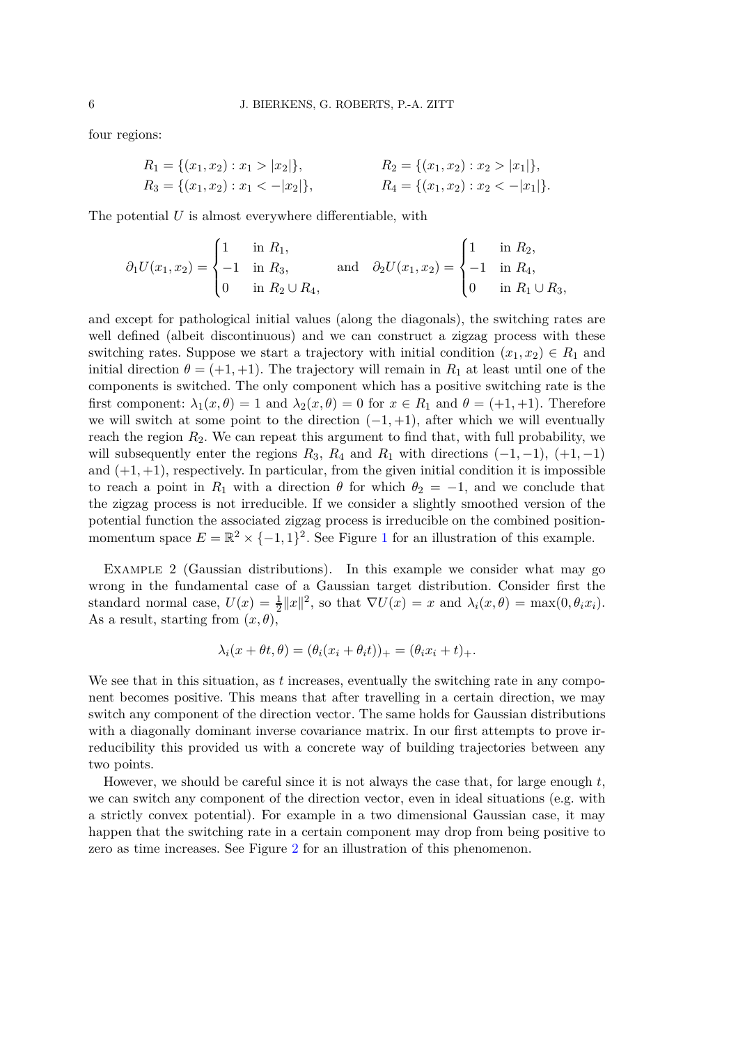four regions:

$$R_1 = \{(x_1, x_2) : x_1 > |x_2|\}, \qquad R_2 = \{(x_1, x_2) : x_2 > |x_1|\},$$
$$R_3 = \{(x_1, x_2) : x_1 < -|x_2|\}, \qquad R_4 = \{(x_1, x_2) : x_2 < -|x_1|\}.$$

The potential $U$ is almost everywhere differentiable, with

$$\partial_1 U(x_1, x_2) = \begin{cases} 1 & \text{in } R_1, \\ -1 & \text{in } R_3, \\ 0 & \text{in } R_2 \cup R_4, \end{cases} \quad \text{and} \quad \partial_2 U(x_1, x_2) = \begin{cases} 1 & \text{in } R_2, \\ -1 & \text{in } R_4, \\ 0 & \text{in } R_1 \cup R_3, \end{cases}$$

and except for pathological initial values (along the diagonals), the switching rates are well defined (albeit discontinuous) and we can construct a zigzag process with these switching rates. Suppose we start a trajectory with initial condition $(x_1, x_2) \in R_1$ and initial direction $\theta = (+1, +1)$. The trajectory will remain in $R_1$ at least until one of the components is switched. The only component which has a positive switching rate is the first component: $\lambda_1(x, \theta) = 1$ and $\lambda_2(x, \theta) = 0$ for $x \in R_1$ and $\theta = (+1, +1)$. Therefore we will switch at some point to the direction $(-1, +1)$, after which we will eventually reach the region $R_2$. We can repeat this argument to find that, with full probability, we will subsequently enter the regions $R_3$, $R_4$ and $R_1$ with directions $(-1, -1)$, $(+1, -1)$ and $(+1, +1)$, respectively. In particular, from the given initial condition it is impossible to reach a point in $R_1$ with a direction $\theta$ for which $\theta_2 = -1$, and we conclude that the zigzag process is not irreducible. If we consider a slightly smoothed version of the potential function the associated zigzag process is irreducible on the combined position-momentum space $E = \mathbb{R}^2 \times \{-1, 1\}^2$. See Figure 1 for an illustration of this example.

EXAMPLE 2 (Gaussian distributions). In this example we consider what may go wrong in the fundamental case of a Gaussian target distribution. Consider first the standard normal case, $U(x) = \frac{1}{2}\|x\|^2$, so that $\nabla U(x) = x$ and $\lambda_i(x, \theta) = \max(0, \theta_i x_i)$. As a result, starting from $(x, \theta)$,

$$\lambda_i(x + \theta t, \theta) = (\theta_i(x_i + \theta_i t))_+ = (\theta_i x_i + t)_+.$$

We see that in this situation, as $t$ increases, eventually the switching rate in any component becomes positive. This means that after travelling in a certain direction, we may switch any component of the direction vector. The same holds for Gaussian distributions with a diagonally dominant inverse covariance matrix. In our first attempts to prove irreducibility this provided us with a concrete way of building trajectories between any two points.

However, we should be careful since it is not always the case that, for large enough $t$, we can switch any component of the direction vector, even in ideal situations (e.g. with a strictly convex potential). For example in a two dimensional Gaussian case, it may happen that the switching rate in a certain component may drop from being positive to zero as time increases. See Figure 2 for an illustration of this phenomenon.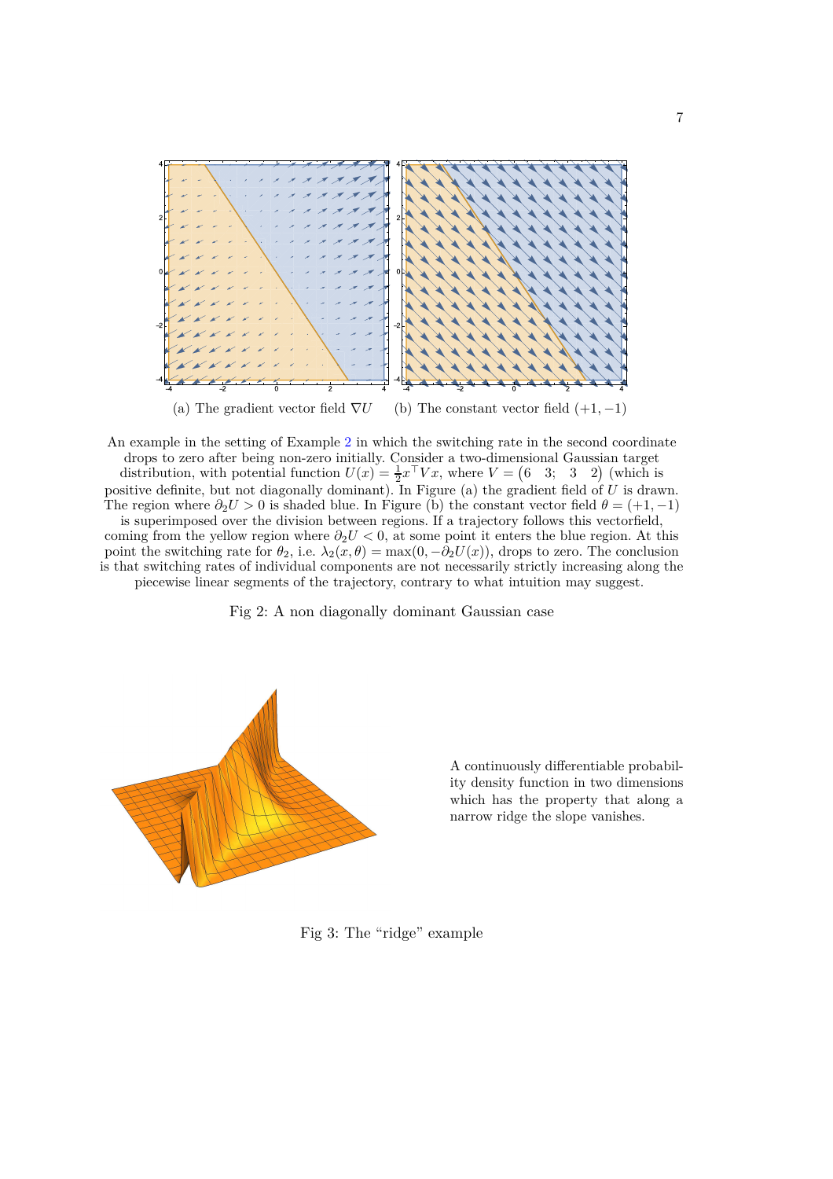(a) The gradient vector field $\nabla U$ (b) The constant vector field $(+1, -1)$

An example in the setting of Example 2 in which the switching rate in the second coordinate drops to zero after being non-zero initially. Consider a two-dimensional Gaussian target distribution, with potential function $U(x) = \frac{1}{2} x^\top V x$, where $V = \begin{pmatrix} 6 & 3; & 3 & 2 \end{pmatrix}$ (which is positive definite, but not diagonally dominant). In Figure (a) the gradient field of $U$ is drawn. The region where $\partial_2 U > 0$ is shaded blue. In Figure (b) the constant vector field $\theta = (+1, -1)$ is superimposed over the division between regions. If a trajectory follows this vectorfield, coming from the yellow region where $\partial_2 U < 0$, at some point it enters the blue region. At this point the switching rate for $\theta_2$, i.e. $\lambda_2(x, \theta) = \max(0, -\partial_2 U(x))$, drops to zero. The conclusion is that switching rates of individual components are not necessarily strictly increasing along the piecewise linear segments of the trajectory, contrary to what intuition may suggest.

Fig 2: A non diagonally dominant Gaussian case

A continuously differentiable probability density function in two dimensions which has the property that along a narrow ridge the slope vanishes.

Fig 3: The "ridge" example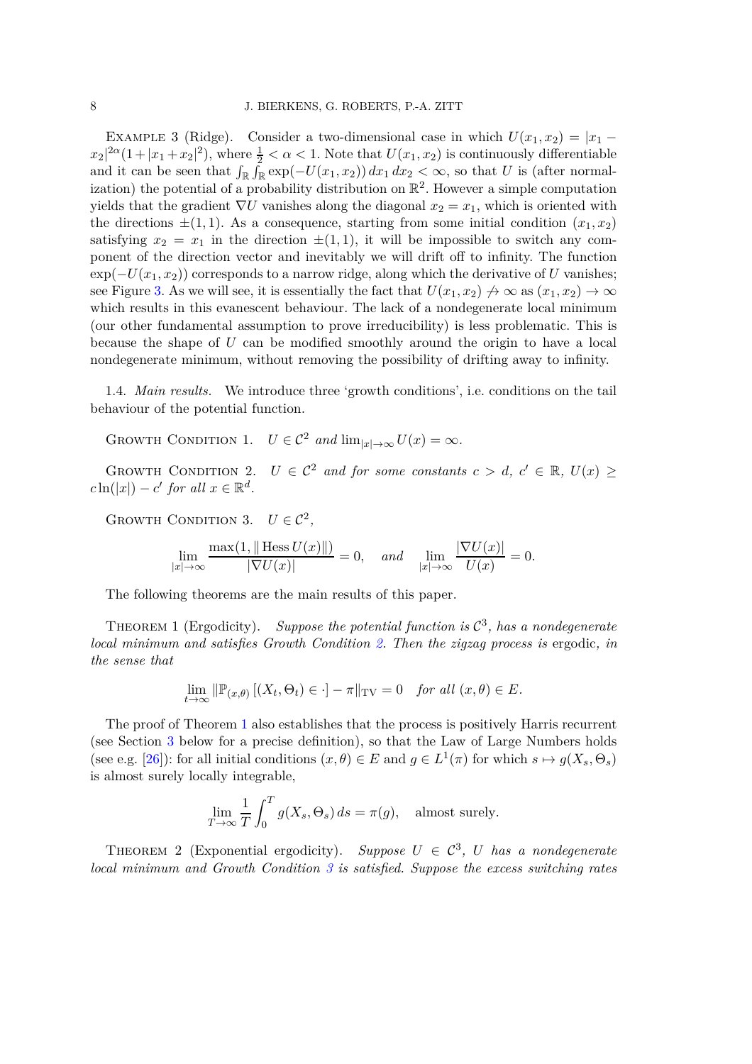Example 3 (Ridge). Consider a two-dimensional case in which $U(x_1, x_2) = |x_1 - x_2|^{2\alpha}(1+|x_1+x_2|^2)$, where $\frac{1}{2} < \alpha < 1$. Note that $U(x_1, x_2)$ is continuously differentiable and it can be seen that $\int_{\mathbb{R}} \int_{\mathbb{R}} \exp(-U(x_1, x_2))\, dx_1\, dx_2 < \infty$, so that $U$ is (after normalization) the potential of a probability distribution on $\mathbb{R}^2$. However a simple computation yields that the gradient $\nabla U$ vanishes along the diagonal $x_2 = x_1$, which is oriented with the directions $\pm(1, 1)$. As a consequence, starting from some initial condition $(x_1, x_2)$ satisfying $x_2 = x_1$ in the direction $\pm(1, 1)$, it will be impossible to switch any component of the direction vector and inevitably we will drift off to infinity. The function $\exp(-U(x_1, x_2))$ corresponds to a narrow ridge, along which the derivative of $U$ vanishes; see Figure 3. As we will see, it is essentially the fact that $U(x_1, x_2) \not\to \infty$ as $(x_1, x_2) \to \infty$ which results in this evanescent behaviour. The lack of a nondegenerate local minimum (our other fundamental assumption to prove irreducibility) is less problematic. This is because the shape of $U$ can be modified smoothly around the origin to have a local nondegenerate minimum, without removing the possibility of drifting away to infinity.

### 1.4. *Main results.*

We introduce three 'growth conditions', i.e. conditions on the tail behaviour of the potential function.

Growth Condition 1. *$U \in \mathcal{C}^2$ and $\lim_{|x|\to\infty} U(x) = \infty$.*

Growth Condition 2. *$U \in \mathcal{C}^2$ and for some constants $c > d$, $c' \in \mathbb{R}$, $U(x) \geq c \ln(|x|) - c'$ for all $x \in \mathbb{R}^d$.*

Growth Condition 3. *$U \in \mathcal{C}^2$,*

$$\lim_{|x|\to\infty} \frac{\max(1, \|\operatorname{Hess} U(x)\|)}{|\nabla U(x)|} = 0, \quad \textit{and} \quad \lim_{|x|\to\infty} \frac{|\nabla U(x)|}{U(x)} = 0.$$

The following theorems are the main results of this paper.

Theorem 1 (Ergodicity). *Suppose the potential function is $\mathcal{C}^3$, has a nondegenerate local minimum and satisfies Growth Condition 2. Then the zigzag process is* ergodic*, in the sense that*

$$\lim_{t\to\infty} \|\mathbb{P}_{(x,\theta)}\left[(X_t, \Theta_t) \in \cdot\right] - \pi\|_{\mathrm{TV}} = 0 \quad \textit{for all } (x, \theta) \in E.$$

The proof of Theorem 1 also establishes that the process is positively Harris recurrent (see Section 3 below for a precise definition), so that the Law of Large Numbers holds (see e.g. [26]): for all initial conditions $(x, \theta) \in E$ and $g \in L^1(\pi)$ for which $s \mapsto g(X_s, \Theta_s)$ is almost surely locally integrable,

$$\lim_{T\to\infty} \frac{1}{T} \int_0^T g(X_s, \Theta_s)\, ds = \pi(g), \quad \text{almost surely.}$$

Theorem 2 (Exponential ergodicity). *Suppose $U \in \mathcal{C}^3$, $U$ has a nondegenerate local minimum and Growth Condition 3 is satisfied. Suppose the excess switching rates*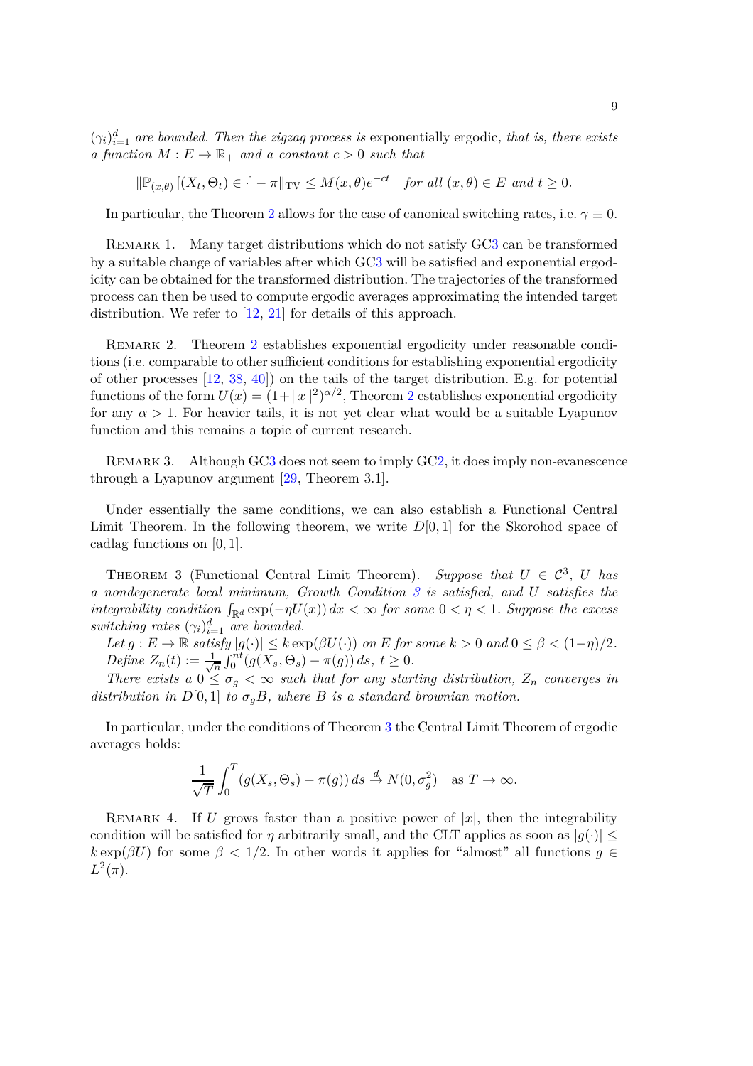$(\gamma_i)_{i=1}^d$ *are bounded. Then the zigzag process is* exponentially ergodic*, that is, there exists a function $M : E \to \mathbb{R}_+$ and a constant $c > 0$ such that*

$$\|\mathbb{P}_{(x,\theta)}\left[(X_t, \Theta_t) \in \cdot\right] - \pi\|_{\mathrm{TV}} \leq M(x,\theta)e^{-ct} \quad \textit{for all } (x,\theta) \in E \textit{ and } t \geq 0.$$

In particular, the Theorem 2 allows for the case of canonical switching rates, i.e. $\gamma \equiv 0$.

Remark 1. Many target distributions which do not satisfy GC3 can be transformed by a suitable change of variables after which GC3 will be satisfied and exponential ergodicity can be obtained for the transformed distribution. The trajectories of the transformed process can then be used to compute ergodic averages approximating the intended target distribution. We refer to [12, 21] for details of this approach.

Remark 2. Theorem 2 establishes exponential ergodicity under reasonable conditions (i.e. comparable to other sufficient conditions for establishing exponential ergodicity of other processes [12, 38, 40]) on the tails of the target distribution. E.g. for potential functions of the form $U(x) = (1+\|x\|^2)^{\alpha/2}$, Theorem 2 establishes exponential ergodicity for any $\alpha > 1$. For heavier tails, it is not yet clear what would be a suitable Lyapunov function and this remains a topic of current research.

Remark 3. Although GC3 does not seem to imply GC2, it does imply non-evanescence through a Lyapunov argument [29, Theorem 3.1].

Under essentially the same conditions, we can also establish a Functional Central Limit Theorem. In the following theorem, we write $D[0,1]$ for the Skorohod space of cadlag functions on $[0,1]$.

Theorem 3 (Functional Central Limit Theorem). *Suppose that $U \in \mathcal{C}^3$, $U$ has a nondegenerate local minimum, Growth Condition 3 is satisfied, and $U$ satisfies the integrability condition $\int_{\mathbb{R}^d} \exp(-\eta U(x))\,dx < \infty$ for some $0 < \eta < 1$. Suppose the excess switching rates $(\gamma_i)_{i=1}^d$ are bounded.*

*Let $g : E \to \mathbb{R}$ satisfy $|g(\cdot)| \leq k \exp(\beta U(\cdot))$ on $E$ for some $k > 0$ and $0 \leq \beta < (1-\eta)/2$. Define $Z_n(t) := \frac{1}{\sqrt{n}} \int_0^{nt} (g(X_s, \Theta_s) - \pi(g))\,ds,\ t \geq 0$.*

*There exists a $0 \leq \sigma_g < \infty$ such that for any starting distribution, $Z_n$ converges in distribution in $D[0,1]$ to $\sigma_g B$, where $B$ is a standard brownian motion.*

In particular, under the conditions of Theorem 3 the Central Limit Theorem of ergodic averages holds:

$$\frac{1}{\sqrt{T}} \int_0^T (g(X_s, \Theta_s) - \pi(g))\,ds \xrightarrow{d} N(0, \sigma_g^2) \quad \text{as } T \to \infty.$$

Remark 4. If $U$ grows faster than a positive power of $|x|$, then the integrability condition will be satisfied for $\eta$ arbitrarily small, and the CLT applies as soon as $|g(\cdot)| \leq k \exp(\beta U)$ for some $\beta < 1/2$. In other words it applies for "almost" all functions $g \in L^2(\pi)$.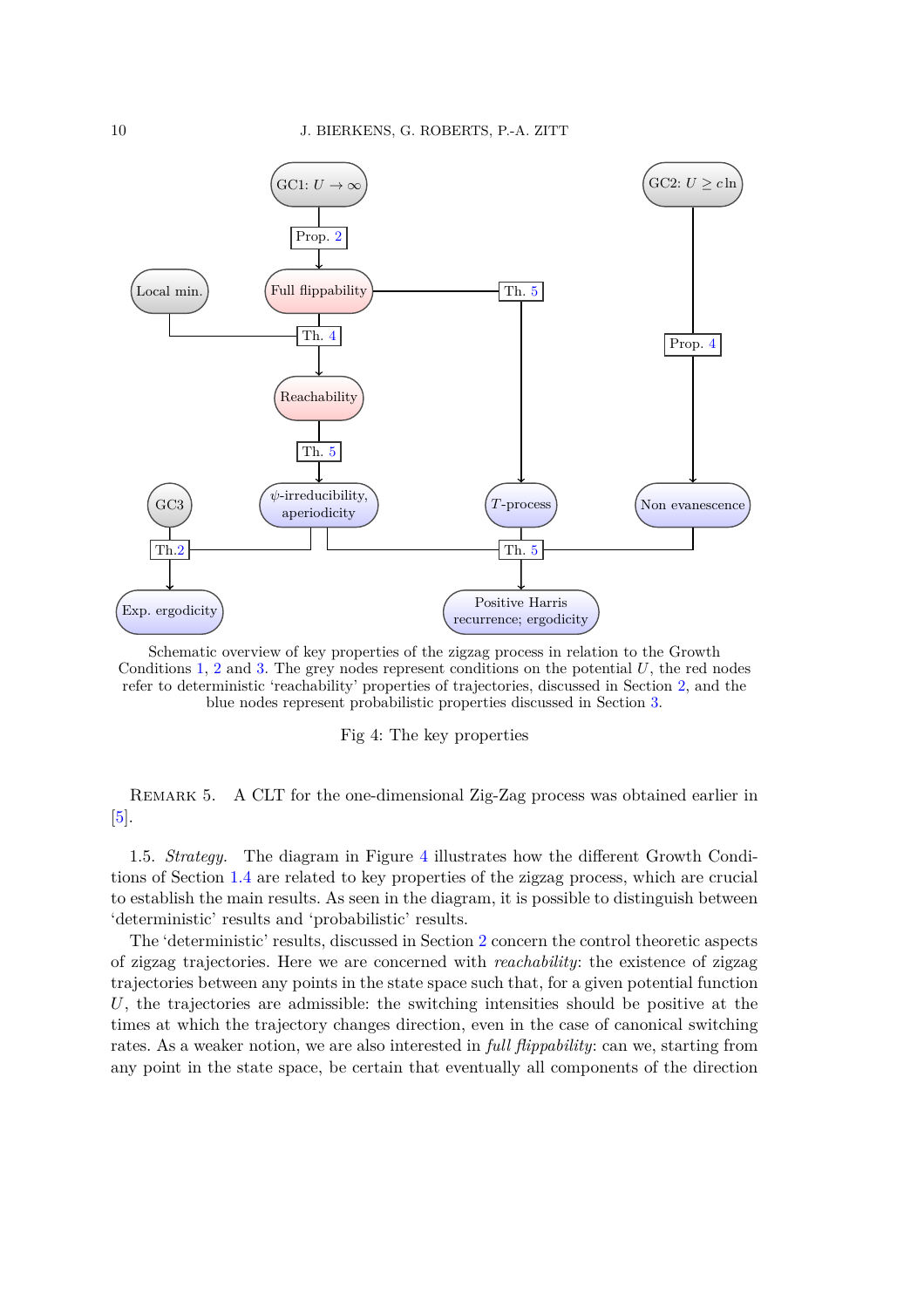Schematic overview of key properties of the zigzag process in relation to the Growth Conditions 1, 2 and 3. The grey nodes represent conditions on the potential $U$, the red nodes refer to deterministic 'reachability' properties of trajectories, discussed in Section 2, and the blue nodes represent probabilistic properties discussed in Section 3.

Fig 4: The key properties

REMARK 5. A CLT for the one-dimensional Zig-Zag process was obtained earlier in [5].

1.5. *Strategy.* The diagram in Figure 4 illustrates how the different Growth Conditions of Section 1.4 are related to key properties of the zigzag process, which are crucial to establish the main results. As seen in the diagram, it is possible to distinguish between 'deterministic' results and 'probabilistic' results.

The 'deterministic' results, discussed in Section 2 concern the control theoretic aspects of zigzag trajectories. Here we are concerned with *reachability*: the existence of zigzag trajectories between any points in the state space such that, for a given potential function $U$, the trajectories are admissible: the switching intensities should be positive at the times at which the trajectory changes direction, even in the case of canonical switching rates. As a weaker notion, we are also interested in *full flippability*: can we, starting from any point in the state space, be certain that eventually all components of the direction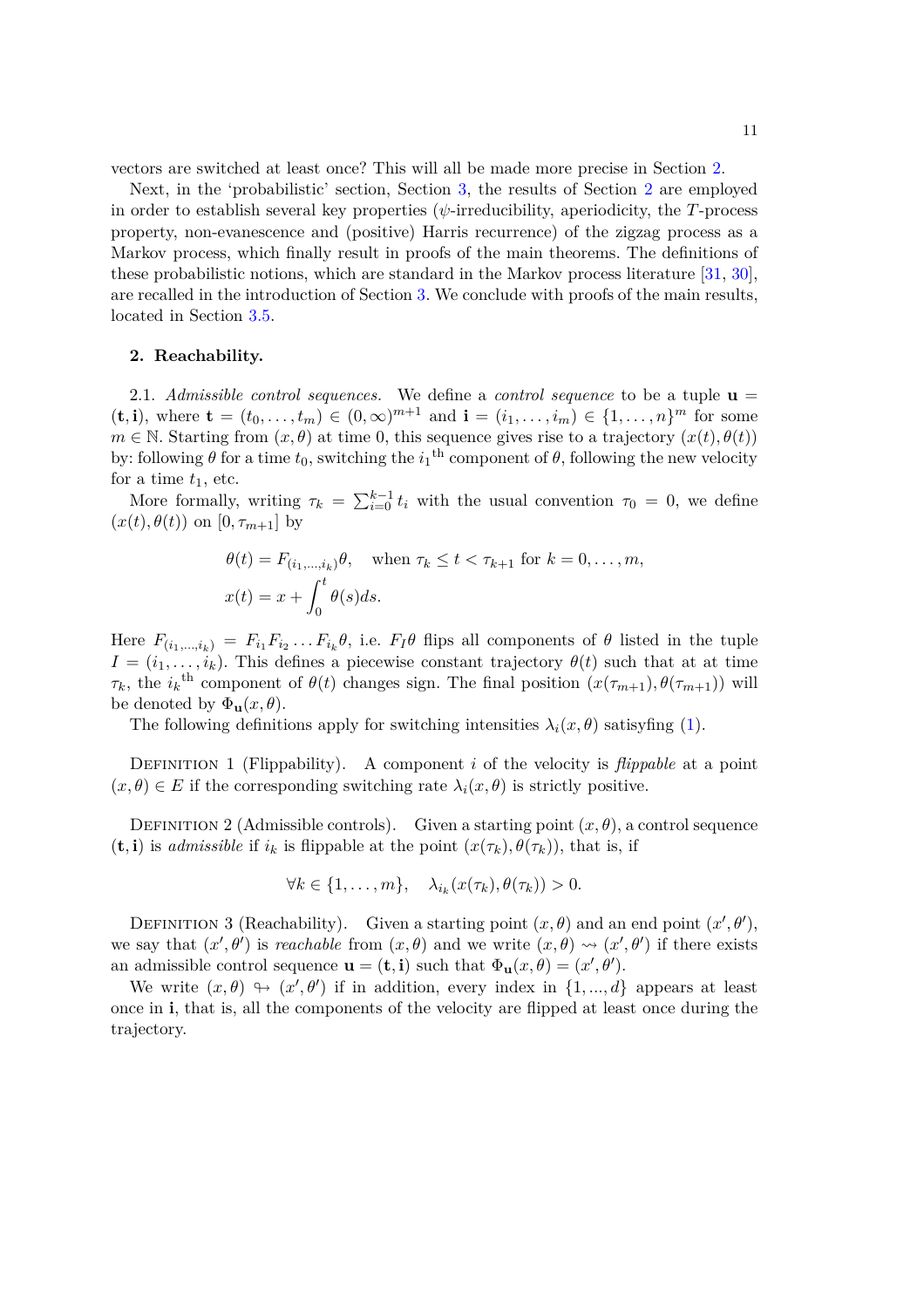vectors are switched at least once? This will all be made more precise in Section 2.

Next, in the 'probabilistic' section, Section 3, the results of Section 2 are employed in order to establish several key properties ($\psi$-irreducibility, aperiodicity, the $T$-process property, non-evanescence and (positive) Harris recurrence) of the zigzag process as a Markov process, which finally result in proofs of the main theorems. The definitions of these probabilistic notions, which are standard in the Markov process literature [31, 30], are recalled in the introduction of Section 3. We conclude with proofs of the main results, located in Section 3.5.

## 2. Reachability.

2.1. *Admissible control sequences.* We define a *control sequence* to be a tuple $\mathbf{u} = (\mathbf{t}, \mathbf{i})$, where $\mathbf{t} = (t_0, \ldots, t_m) \in (0, \infty)^{m+1}$ and $\mathbf{i} = (i_1, \ldots, i_m) \in \{1, \ldots, n\}^m$ for some $m \in \mathbb{N}$. Starting from $(x, \theta)$ at time 0, this sequence gives rise to a trajectory $(x(t), \theta(t))$ by: following $\theta$ for a time $t_0$, switching the $i_1{}^{\text{th}}$ component of $\theta$, following the new velocity for a time $t_1$, etc.

More formally, writing $\tau_k = \sum_{i=0}^{k-1} t_i$ with the usual convention $\tau_0 = 0$, we define $(x(t), \theta(t))$ on $[0, \tau_{m+1}]$ by

$$
\begin{aligned}
&\theta(t) = F_{(i_1,\ldots,i_k)}\theta, \quad \text{when } \tau_k \leq t < \tau_{k+1} \text{ for } k = 0, \ldots, m,\\
&x(t) = x + \int_0^t \theta(s) ds.
\end{aligned}
$$

Here $F_{(i_1,\ldots,i_k)} = F_{i_1} F_{i_2} \ldots F_{i_k}\theta$, i.e. $F_I\theta$ flips all components of $\theta$ listed in the tuple $I = (i_1, \ldots, i_k)$. This defines a piecewise constant trajectory $\theta(t)$ such that at at time $\tau_k$, the $i_k{}^{\text{th}}$ component of $\theta(t)$ changes sign. The final position $(x(\tau_{m+1}), \theta(\tau_{m+1}))$ will be denoted by $\Phi_{\mathbf{u}}(x, \theta)$.

The following definitions apply for switching intensities $\lambda_i(x, \theta)$ satisyfing (1).

Definition 1 (Flippability). A component $i$ of the velocity is *flippable* at a point $(x, \theta) \in E$ if the corresponding switching rate $\lambda_i(x, \theta)$ is strictly positive.

Definition 2 (Admissible controls). Given a starting point $(x, \theta)$, a control sequence $(\mathbf{t}, \mathbf{i})$ is *admissible* if $i_k$ is flippable at the point $(x(\tau_k), \theta(\tau_k))$, that is, if

$$
\forall k \in \{1, \ldots, m\}, \quad \lambda_{i_k}(x(\tau_k), \theta(\tau_k)) > 0.
$$

Definition 3 (Reachability). Given a starting point $(x, \theta)$ and an end point $(x', \theta')$, we say that $(x', \theta')$ is *reachable* from $(x, \theta)$ and we write $(x, \theta) \rightsquigarrow (x', \theta')$ if there exists an admissible control sequence $\mathbf{u} = (\mathbf{t}, \mathbf{i})$ such that $\Phi_{\mathbf{u}}(x, \theta) = (x', \theta')$.

We write $(x, \theta) \looparrowright (x', \theta')$ if in addition, every index in $\{1, ..., d\}$ appears at least once in $\mathbf{i}$, that is, all the components of the velocity are flipped at least once during the trajectory.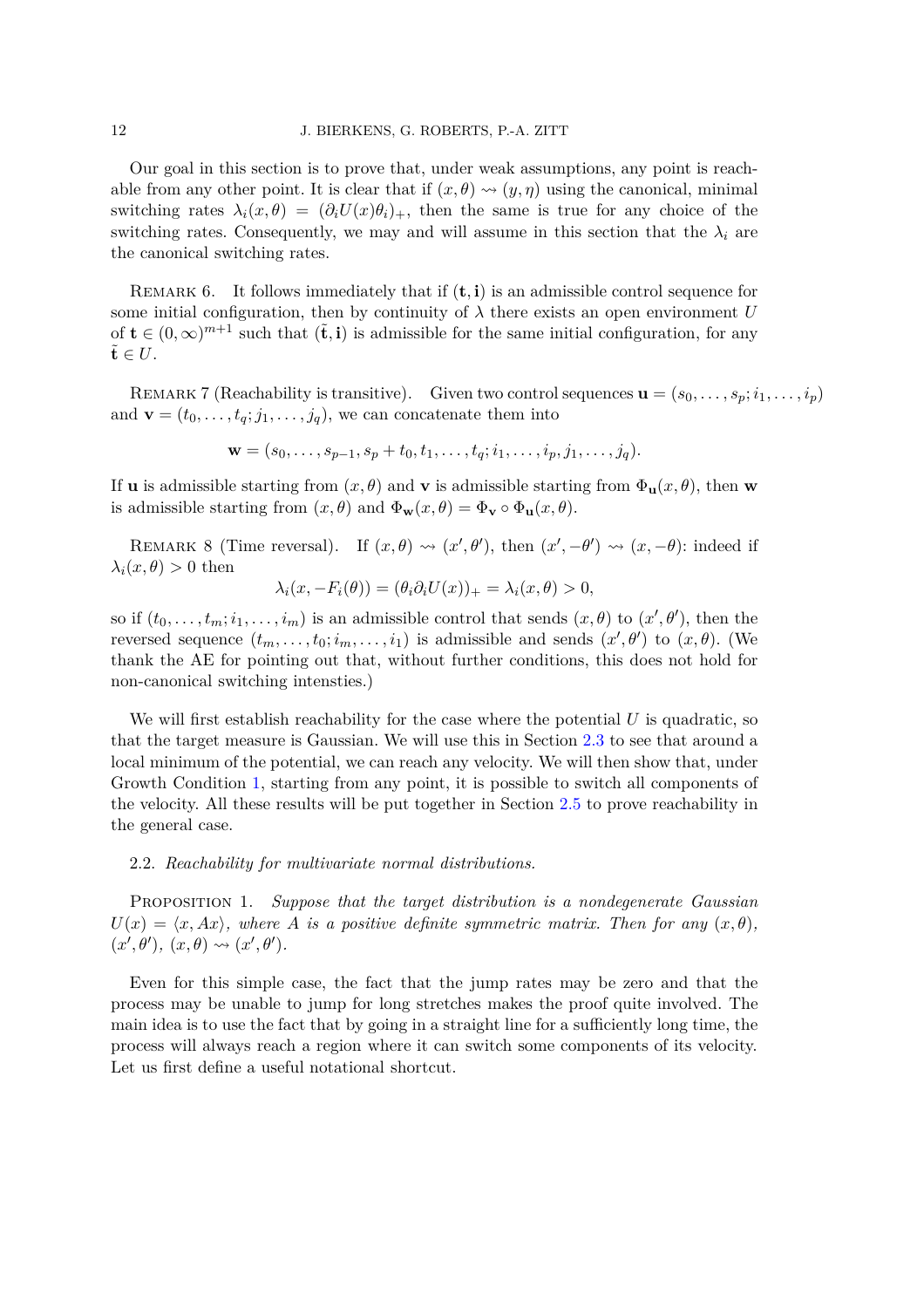Our goal in this section is to prove that, under weak assumptions, any point is reachable from any other point. It is clear that if $(x,\theta) \rightsquigarrow (y,\eta)$ using the canonical, minimal switching rates $\lambda_i(x,\theta) = (\partial_i U(x)\theta_i)_+$, then the same is true for any choice of the switching rates. Consequently, we may and will assume in this section that the $\lambda_i$ are the canonical switching rates.

Remark 6. It follows immediately that if $(\mathbf{t}, \mathbf{i})$ is an admissible control sequence for some initial configuration, then by continuity of $\lambda$ there exists an open environment $U$ of $\mathbf{t} \in (0,\infty)^{m+1}$ such that $(\tilde{\mathbf{t}}, \mathbf{i})$ is admissible for the same initial configuration, for any $\tilde{\mathbf{t}} \in U$.

Remark 7 (Reachability is transitive). Given two control sequences $\mathbf{u} = (s_0, \dots, s_p; i_1, \dots, i_p)$ and $\mathbf{v} = (t_0, \dots, t_q; j_1, \dots, j_q)$, we can concatenate them into

$$\mathbf{w} = (s_0, \dots, s_{p-1}, s_p + t_0, t_1, \dots, t_q; i_1, \dots, i_p, j_1, \dots, j_q).$$

If $\mathbf{u}$ is admissible starting from $(x,\theta)$ and $\mathbf{v}$ is admissible starting from $\Phi_{\mathbf{u}}(x,\theta)$, then $\mathbf{w}$ is admissible starting from $(x,\theta)$ and $\Phi_{\mathbf{w}}(x,\theta) = \Phi_{\mathbf{v}} \circ \Phi_{\mathbf{u}}(x,\theta)$.

Remark 8 (Time reversal). If $(x,\theta) \rightsquigarrow (x',\theta')$, then $(x',-\theta') \rightsquigarrow (x,-\theta)$: indeed if $\lambda_i(x,\theta) > 0$ then

$$\lambda_i(x, -F_i(\theta)) = (\theta_i \partial_i U(x))_+ = \lambda_i(x,\theta) > 0,$$

so if $(t_0, \dots, t_m; i_1, \dots, i_m)$ is an admissible control that sends $(x,\theta)$ to $(x',\theta')$, then the reversed sequence $(t_m, \dots, t_0; i_m, \dots, i_1)$ is admissible and sends $(x',\theta')$ to $(x,\theta)$. (We thank the AE for pointing out that, without further conditions, this does not hold for non-canonical switching intensties.)

We will first establish reachability for the case where the potential $U$ is quadratic, so that the target measure is Gaussian. We will use this in Section 2.3 to see that around a local minimum of the potential, we can reach any velocity. We will then show that, under Growth Condition 1, starting from any point, it is possible to switch all components of the velocity. All these results will be put together in Section 2.5 to prove reachability in the general case.

### 2.2. *Reachability for multivariate normal distributions.*

Proposition 1. *Suppose that the target distribution is a nondegenerate Gaussian $U(x) = \langle x, Ax\rangle$, where $A$ is a positive definite symmetric matrix. Then for any $(x,\theta)$, $(x',\theta')$, $(x,\theta) \rightsquigarrow (x',\theta')$.*

Even for this simple case, the fact that the jump rates may be zero and that the process may be unable to jump for long stretches makes the proof quite involved. The main idea is to use the fact that by going in a straight line for a sufficiently long time, the process will always reach a region where it can switch some components of its velocity. Let us first define a useful notational shortcut.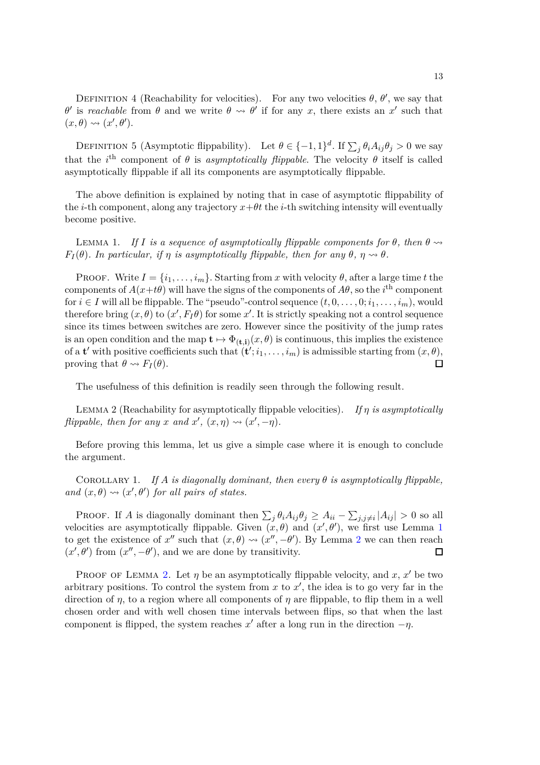Definition 4 (Reachability for velocities). For any two velocities $\theta$, $\theta'$, we say that $\theta'$ is *reachable* from $\theta$ and we write $\theta \rightsquigarrow \theta'$ if for any $x$, there exists an $x'$ such that $(x,\theta) \rightsquigarrow (x',\theta')$.

Definition 5 (Asymptotic flippability). Let $\theta \in \{-1,1\}^d$. If $\sum_j \theta_i A_{ij} \theta_j > 0$ we say that the $i^{\text{th}}$ component of $\theta$ is *asymptotically flippable*. The velocity $\theta$ itself is called asymptotically flippable if all its components are asymptotically flippable.

The above definition is explained by noting that in case of asymptotic flippability of the $i$-th component, along any trajectory $x+\theta t$ the $i$-th switching intensity will eventually become positive.

Lemma 1. *If $I$ is a sequence of asymptotically flippable components for $\theta$, then $\theta \rightsquigarrow F_I(\theta)$. In particular, if $\eta$ is asymptotically flippable, then for any $\theta$, $\eta \rightsquigarrow \theta$.*

Proof. Write $I = \{i_1, \dots, i_m\}$. Starting from $x$ with velocity $\theta$, after a large time $t$ the components of $A(x+t\theta)$ will have the signs of the components of $A\theta$, so the $i^{\text{th}}$ component for $i \in I$ will all be flippable. The "pseudo"-control sequence $(t, 0, \dots, 0; i_1, \dots, i_m)$, would therefore bring $(x,\theta)$ to $(x', F_I\theta)$ for some $x'$. It is strictly speaking not a control sequence since its times between switches are zero. However since the positivity of the jump rates is an open condition and the map $\mathbf{t} \mapsto \Phi_{(\mathbf{t},\mathbf{i})}(x,\theta)$ is continuous, this implies the existence of a $\mathbf{t}'$ with positive coefficients such that $(\mathbf{t}'; i_1, \dots, i_m)$ is admissible starting from $(x,\theta)$, proving that $\theta \rightsquigarrow F_I(\theta)$. $\square$

The usefulness of this definition is readily seen through the following result.

Lemma 2 (Reachability for asymptotically flippable velocities). *If $\eta$ is asymptotically flippable, then for any $x$ and $x'$, $(x,\eta) \rightsquigarrow (x', -\eta)$.*

Before proving this lemma, let us give a simple case where it is enough to conclude the argument.

Corollary 1. *If $A$ is diagonally dominant, then every $\theta$ is asymptotically flippable, and $(x,\theta) \rightsquigarrow (x',\theta')$ for all pairs of states.*

Proof. If $A$ is diagonally dominant then $\sum_j \theta_i A_{ij} \theta_j \geq A_{ii} - \sum_{j, j\neq i} |A_{ij}| > 0$ so all velocities are asymptotically flippable. Given $(x,\theta)$ and $(x',\theta')$, we first use Lemma 1 to get the existence of $x''$ such that $(x,\theta) \rightsquigarrow (x'', -\theta')$. By Lemma 2 we can then reach $(x',\theta')$ from $(x'', -\theta')$, and we are done by transitivity. $\square$

Proof of Lemma 2. Let $\eta$ be an asymptotically flippable velocity, and $x$, $x'$ be two arbitrary positions. To control the system from $x$ to $x'$, the idea is to go very far in the direction of $\eta$, to a region where all components of $\eta$ are flippable, to flip them in a well chosen order and with well chosen time intervals between flips, so that when the last component is flipped, the system reaches $x'$ after a long run in the direction $-\eta$.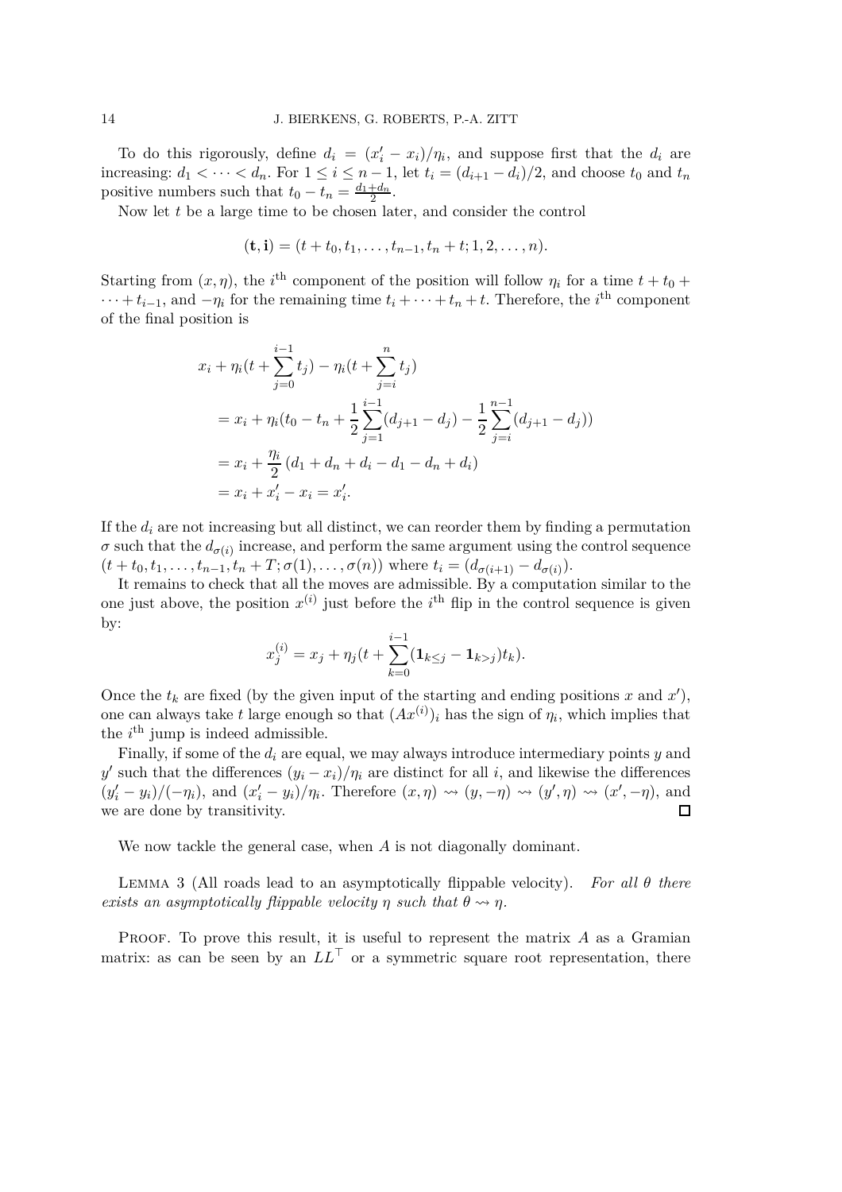To do this rigorously, define $d_i = (x'_i - x_i)/\eta_i$, and suppose first that the $d_i$ are increasing: $d_1 < \cdots < d_n$. For $1 \le i \le n-1$, let $t_i = (d_{i+1} - d_i)/2$, and choose $t_0$ and $t_n$ positive numbers such that $t_0 - t_n = \frac{d_1 + d_n}{2}$.

Now let $t$ be a large time to be chosen later, and consider the control

$$(\mathbf{t}, \mathbf{i}) = (t + t_0, t_1, \ldots, t_{n-1}, t_n + t; 1, 2, \ldots, n).$$

Starting from $(x, \eta)$, the $i^{\text{th}}$ component of the position will follow $\eta_i$ for a time $t + t_0 + \cdots + t_{i-1}$, and $-\eta_i$ for the remaining time $t_i + \cdots + t_n + t$. Therefore, the $i^{\text{th}}$ component of the final position is

$$\begin{aligned}
&x_i + \eta_i(t + \sum_{j=0}^{i-1} t_j) - \eta_i(t + \sum_{j=i}^{n} t_j) \\
&= x_i + \eta_i(t_0 - t_n + \frac{1}{2}\sum_{j=1}^{i-1}(d_{j+1} - d_j) - \frac{1}{2}\sum_{j=i}^{n-1}(d_{j+1} - d_j)) \\
&= x_i + \frac{\eta_i}{2}\left(d_1 + d_n + d_i - d_1 - d_n + d_i\right) \\
&= x_i + x'_i - x_i = x'_i.
\end{aligned}$$

If the $d_i$ are not increasing but all distinct, we can reorder them by finding a permutation $\sigma$ such that the $d_{\sigma(i)}$ increase, and perform the same argument using the control sequence $(t + t_0, t_1, \ldots, t_{n-1}, t_n + T; \sigma(1), \ldots, \sigma(n))$ where $t_i = (d_{\sigma(i+1)} - d_{\sigma(i)})$.

It remains to check that all the moves are admissible. By a computation similar to the one just above, the position $x^{(i)}$ just before the $i^{\text{th}}$ flip in the control sequence is given by:

$$x_j^{(i)} = x_j + \eta_j(t + \sum_{k=0}^{i-1}(\mathbf{1}_{k \le j} - \mathbf{1}_{k > j})t_k).$$

Once the $t_k$ are fixed (by the given input of the starting and ending positions $x$ and $x'$), one can always take $t$ large enough so that $(Ax^{(i)})_i$ has the sign of $\eta_i$, which implies that the $i^{\text{th}}$ jump is indeed admissible.

Finally, if some of the $d_i$ are equal, we may always introduce intermediary points $y$ and $y'$ such that the differences $(y_i - x_i)/\eta_i$ are distinct for all $i$, and likewise the differences $(y'_i - y_i)/(-\eta_i)$, and $(x'_i - y_i)/\eta_i$. Therefore $(x, \eta) \rightsquigarrow (y, -\eta) \rightsquigarrow (y', \eta) \rightsquigarrow (x', -\eta)$, and we are done by transitivity. $\square$

We now tackle the general case, when $A$ is not diagonally dominant.

LEMMA 3 (All roads lead to an asymptotically flippable velocity). *For all $\theta$ there exists an asymptotically flippable velocity $\eta$ such that $\theta \rightsquigarrow \eta$.*

PROOF. To prove this result, it is useful to represent the matrix $A$ as a Gramian matrix: as can be seen by an $LL^\top$ or a symmetric square root representation, there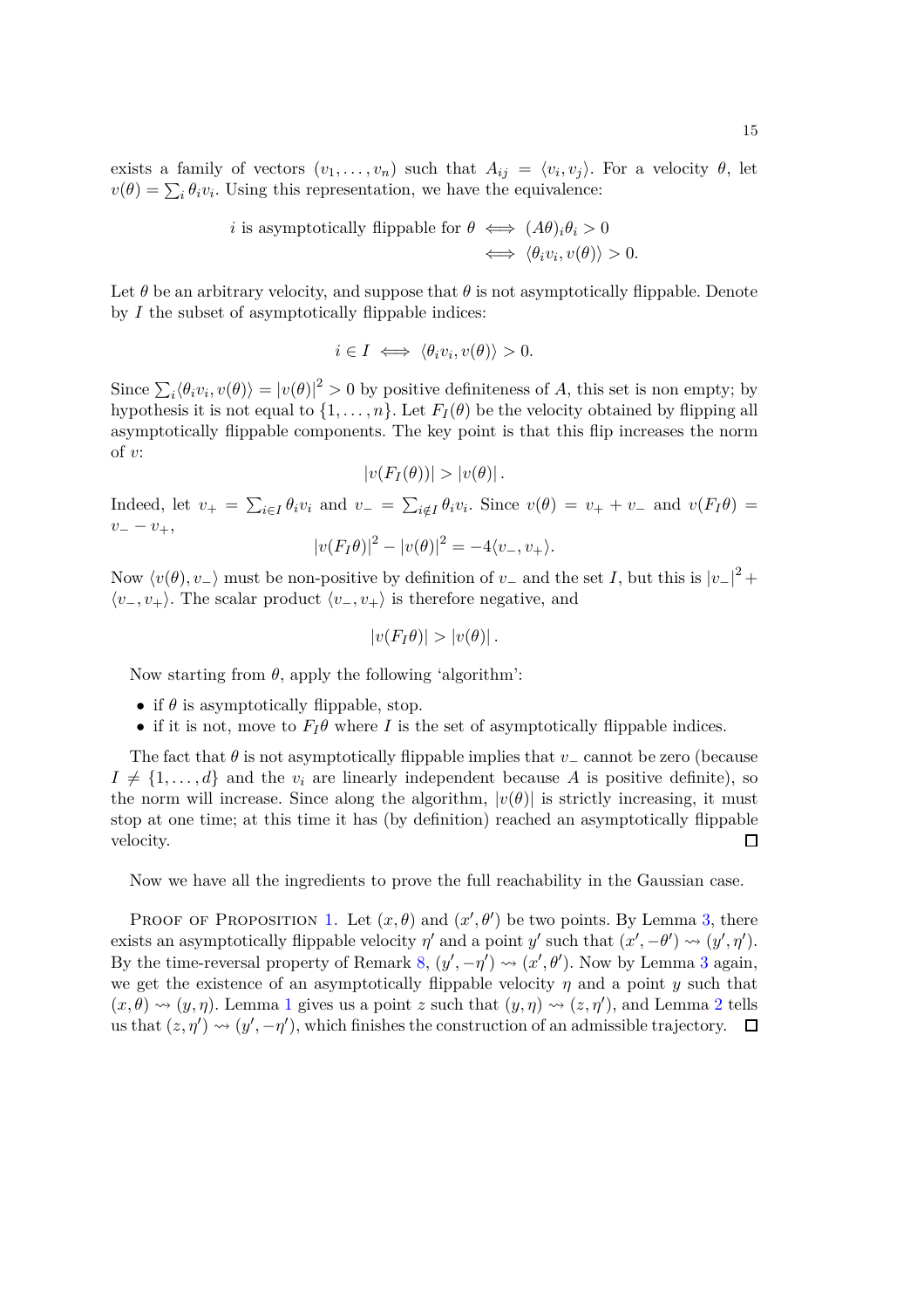exists a family of vectors $(v_1, \ldots, v_n)$ such that $A_{ij} = \langle v_i, v_j \rangle$. For a velocity $\theta$, let $v(\theta) = \sum_i \theta_i v_i$. Using this representation, we have the equivalence:

$$
\begin{aligned}
i \text{ is asymptotically flippable for } \theta &\iff (A\theta)_i \theta_i > 0 \\
&\iff \langle \theta_i v_i, v(\theta) \rangle > 0.
\end{aligned}
$$

Let $\theta$ be an arbitrary velocity, and suppose that $\theta$ is not asymptotically flippable. Denote by $I$ the subset of asymptotically flippable indices:

$$
i \in I \iff \langle \theta_i v_i, v(\theta) \rangle > 0.
$$

Since $\sum_i \langle \theta_i v_i, v(\theta) \rangle = |v(\theta)|^2 > 0$ by positive definiteness of $A$, this set is non empty; by hypothesis it is not equal to $\{1, \ldots, n\}$. Let $F_I(\theta)$ be the velocity obtained by flipping all asymptotically flippable components. The key point is that this flip increases the norm of $v$:

$$
|v(F_I(\theta))| > |v(\theta)| .
$$

Indeed, let $v_+ = \sum_{i \in I} \theta_i v_i$ and $v_- = \sum_{i \notin I} \theta_i v_i$. Since $v(\theta) = v_+ + v_-$ and $v(F_I\theta) = v_- - v_+$,

$$
|v(F_I\theta)|^2 - |v(\theta)|^2 = -4 \langle v_-, v_+ \rangle.
$$

Now $\langle v(\theta), v_- \rangle$ must be non-positive by definition of $v_-$ and the set $I$, but this is $|v_-|^2 + \langle v_-, v_+ \rangle$. The scalar product $\langle v_-, v_+ \rangle$ is therefore negative, and

$$
|v(F_I\theta)| > |v(\theta)| .
$$

Now starting from $\theta$, apply the following 'algorithm':

- if $\theta$ is asymptotically flippable, stop.
- if it is not, move to $F_I\theta$ where $I$ is the set of asymptotically flippable indices.

The fact that $\theta$ is not asymptotically flippable implies that $v_-$ cannot be zero (because $I \neq \{1, \ldots, d\}$ and the $v_i$ are linearly independent because $A$ is positive definite), so the norm will increase. Since along the algorithm, $|v(\theta)|$ is strictly increasing, it must stop at one time; at this time it has (by definition) reached an asymptotically flippable velocity. $\square$

Now we have all the ingredients to prove the full reachability in the Gaussian case.

Proof of Proposition 1. Let $(x, \theta)$ and $(x', \theta')$ be two points. By Lemma 3, there exists an asymptotically flippable velocity $\eta'$ and a point $y'$ such that $(x', -\theta') \rightsquigarrow (y', \eta')$. By the time-reversal property of Remark 8, $(y', -\eta') \rightsquigarrow (x', \theta')$. Now by Lemma 3 again, we get the existence of an asymptotically flippable velocity $\eta$ and a point $y$ such that $(x, \theta) \rightsquigarrow (y, \eta)$. Lemma 1 gives us a point $z$ such that $(y, \eta) \rightsquigarrow (z, \eta')$, and Lemma 2 tells us that $(z, \eta') \rightsquigarrow (y', -\eta')$, which finishes the construction of an admissible trajectory. $\square$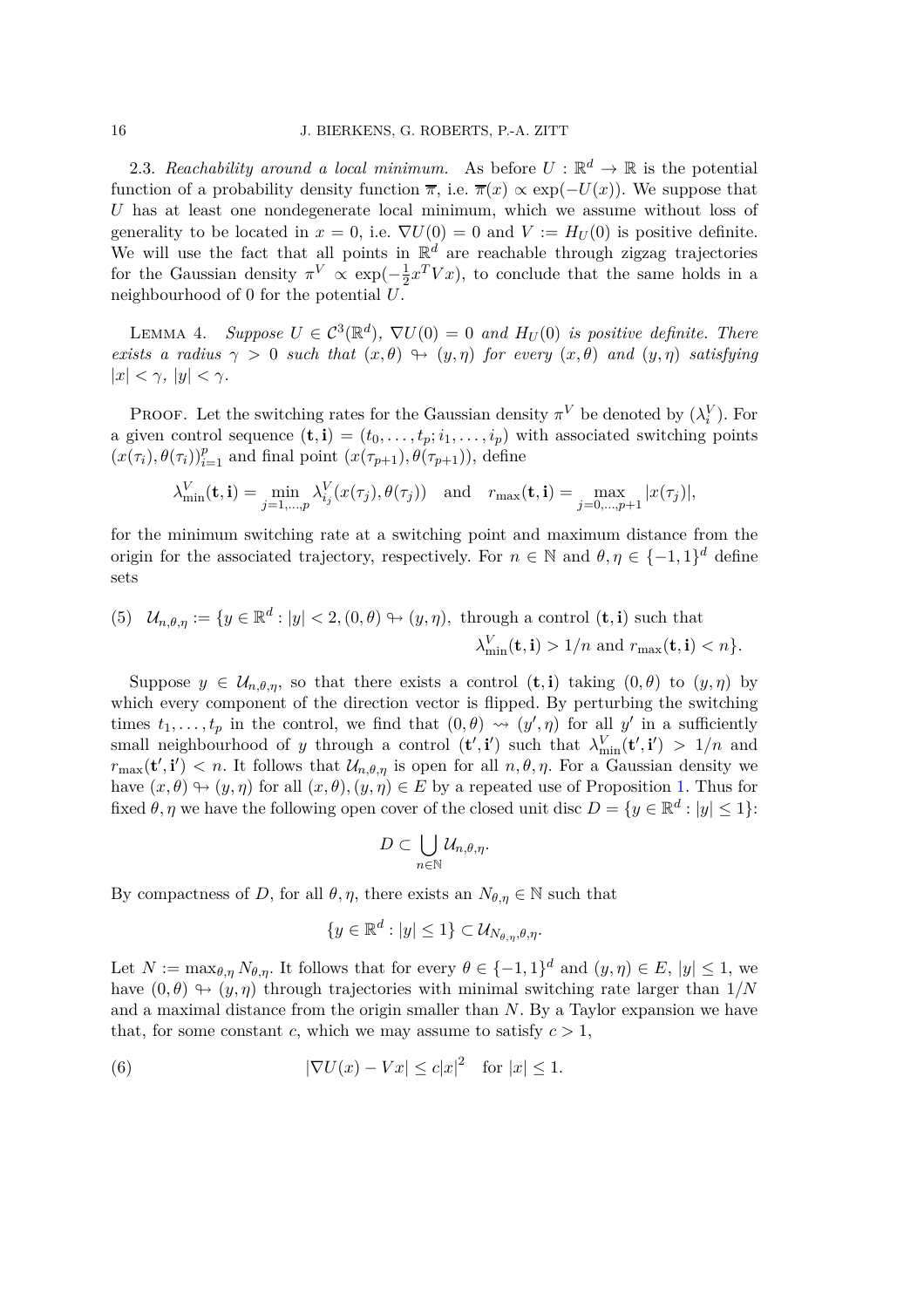2.3. *Reachability around a local minimum.* As before $U : \mathbb{R}^d \to \mathbb{R}$ is the potential function of a probability density function $\overline{\pi}$, i.e. $\overline{\pi}(x) \propto \exp(-U(x))$. We suppose that $U$ has at least one nondegenerate local minimum, which we assume without loss of generality to be located in $x = 0$, i.e. $\nabla U(0) = 0$ and $V := H_U(0)$ is positive definite. We will use the fact that all points in $\mathbb{R}^d$ are reachable through zigzag trajectories for the Gaussian density $\pi^V \propto \exp(-\frac{1}{2}x^T V x)$, to conclude that the same holds in a neighbourhood of 0 for the potential $U$.

LEMMA 4. *Suppose $U \in \mathcal{C}^3(\mathbb{R}^d)$, $\nabla U(0) = 0$ and $H_U(0)$ is positive definite. There exists a radius $\gamma > 0$ such that $(x, \theta) \looparrowright (y, \eta)$ for every $(x, \theta)$ and $(y, \eta)$ satisfying $|x| < \gamma$, $|y| < \gamma$.*

PROOF. Let the switching rates for the Gaussian density $\pi^V$ be denoted by $(\lambda_i^V)$. For a given control sequence $(\mathbf{t}, \mathbf{i}) = (t_0, \dots, t_p; i_1, \dots, i_p)$ with associated switching points $(x(\tau_i), \theta(\tau_i))_{i=1}^p$ and final point $(x(\tau_{p+1}), \theta(\tau_{p+1}))$, define

$$\lambda_{\min}^V(\mathbf{t}, \mathbf{i}) = \min_{j=1,\dots,p} \lambda_{i_j}^V(x(\tau_j), \theta(\tau_j)) \quad \text{and} \quad r_{\max}(\mathbf{t}, \mathbf{i}) = \max_{j=0,\dots,p+1} |x(\tau_j)|,$$

for the minimum switching rate at a switching point and maximum distance from the origin for the associated trajectory, respectively. For $n \in \mathbb{N}$ and $\theta, \eta \in \{-1, 1\}^d$ define sets

$$\text{(5)} \quad \mathcal{U}_{n,\theta,\eta} := \{y \in \mathbb{R}^d : |y| < 2, (0, \theta) \looparrowright (y, \eta), \text{ through a control } (\mathbf{t}, \mathbf{i}) \text{ such that } \lambda_{\min}^V(\mathbf{t}, \mathbf{i}) > 1/n \text{ and } r_{\max}(\mathbf{t}, \mathbf{i}) < n\}.$$

Suppose $y \in \mathcal{U}_{n,\theta,\eta}$, so that there exists a control $(\mathbf{t}, \mathbf{i})$ taking $(0, \theta)$ to $(y, \eta)$ by which every component of the direction vector is flipped. By perturbing the switching times $t_1, \dots, t_p$ in the control, we find that $(0, \theta) \rightsquigarrow (y', \eta)$ for all $y'$ in a sufficiently small neighbourhood of $y$ through a control $(\mathbf{t}', \mathbf{i}')$ such that $\lambda_{\min}^V(\mathbf{t}', \mathbf{i}') > 1/n$ and $r_{\max}(\mathbf{t}', \mathbf{i}') < n$. It follows that $\mathcal{U}_{n,\theta,\eta}$ is open for all $n, \theta, \eta$. For a Gaussian density we have $(x, \theta) \looparrowright (y, \eta)$ for all $(x, \theta), (y, \eta) \in E$ by a repeated use of Proposition 1. Thus for fixed $\theta, \eta$ we have the following open cover of the closed unit disc $D = \{y \in \mathbb{R}^d : |y| \leq 1\}$:

$$D \subset \bigcup_{n \in \mathbb{N}} \mathcal{U}_{n,\theta,\eta}.$$

By compactness of $D$, for all $\theta, \eta$, there exists an $N_{\theta,\eta} \in \mathbb{N}$ such that

$$\{y \in \mathbb{R}^d : |y| \leq 1\} \subset \mathcal{U}_{N_{\theta,\eta},\theta,\eta}.$$

Let $N := \max_{\theta,\eta} N_{\theta,\eta}$. It follows that for every $\theta \in \{-1, 1\}^d$ and $(y, \eta) \in E$, $|y| \leq 1$, we have $(0, \theta) \looparrowright (y, \eta)$ through trajectories with minimal switching rate larger than $1/N$ and a maximal distance from the origin smaller than $N$. By a Taylor expansion we have that, for some constant $c$, which we may assume to satisfy $c > 1$,

$$\text{(6)} \qquad |\nabla U(x) - Vx| \leq c|x|^2 \quad \text{for } |x| \leq 1.$$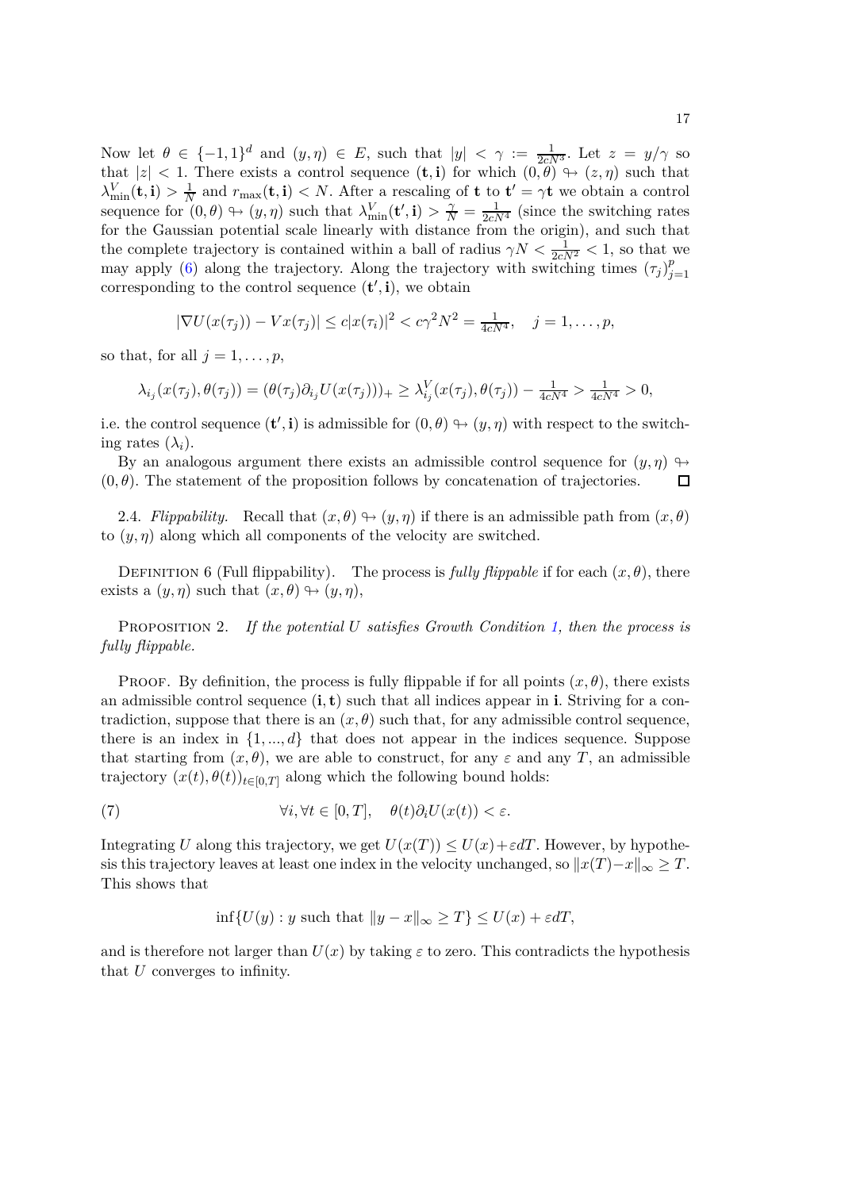Now let $\theta \in \{-1,1\}^d$ and $(y,\eta) \in E$, such that $|y| < \gamma := \frac{1}{2cN^3}$. Let $z = y/\gamma$ so that $|z| < 1$. There exists a control sequence $(\mathbf{t}, \mathbf{i})$ for which $(0,\theta) \looparrowright (z,\eta)$ such that $\lambda^V_{\min}(\mathbf{t},\mathbf{i}) > \frac{1}{N}$ and $r_{\max}(\mathbf{t},\mathbf{i}) < N$. After a rescaling of $\mathbf{t}$ to $\mathbf{t}' = \gamma \mathbf{t}$ we obtain a control sequence for $(0,\theta) \looparrowright (y,\eta)$ such that $\lambda^V_{\min}(\mathbf{t}',\mathbf{i}) > \frac{\gamma}{N} = \frac{1}{2cN^4}$ (since the switching rates for the Gaussian potential scale linearly with distance from the origin), and such that the complete trajectory is contained within a ball of radius $\gamma N < \frac{1}{2cN^2} < 1$, so that we may apply (6) along the trajectory. Along the trajectory with switching times $(\tau_j)_{j=1}^p$ corresponding to the control sequence $(\mathbf{t}',\mathbf{i})$, we obtain

$$|\nabla U(x(\tau_j)) - Vx(\tau_j)| \leq c|x(\tau_i)|^2 < c\gamma^2 N^2 = \tfrac{1}{4cN^4}, \quad j = 1, \ldots, p,$$

so that, for all $j = 1, \ldots, p$,

$$\lambda_{i_j}(x(\tau_j), \theta(\tau_j)) = (\theta(\tau_j)\partial_{i_j} U(x(\tau_j)))_+ \geq \lambda^V_{i_j}(x(\tau_j), \theta(\tau_j)) - \tfrac{1}{4cN^4} > \tfrac{1}{4cN^4} > 0,$$

i.e. the control sequence $(\mathbf{t}',\mathbf{i})$ is admissible for $(0,\theta) \looparrowright (y,\eta)$ with respect to the switching rates $(\lambda_i)$.

By an analogous argument there exists an admissible control sequence for $(y,\eta) \looparrowright (0,\theta)$. The statement of the proposition follows by concatenation of trajectories. □

2.4. *Flippability.* Recall that $(x,\theta) \looparrowright (y,\eta)$ if there is an admissible path from $(x,\theta)$ to $(y,\eta)$ along which all components of the velocity are switched.

Definition 6 (Full flippability). The process is *fully flippable* if for each $(x,\theta)$, there exists a $(y,\eta)$ such that $(x,\theta) \looparrowright (y,\eta)$,

Proposition 2. *If the potential $U$ satisfies Growth Condition 1, then the process is fully flippable.*

Proof. By definition, the process is fully flippable if for all points $(x,\theta)$, there exists an admissible control sequence $(\mathbf{i},\mathbf{t})$ such that all indices appear in $\mathbf{i}$. Striving for a contradiction, suppose that there is an $(x,\theta)$ such that, for any admissible control sequence, there is an index in $\{1,...,d\}$ that does not appear in the indices sequence. Suppose that starting from $(x,\theta)$, we are able to construct, for any $\varepsilon$ and any $T$, an admissible trajectory $(x(t),\theta(t))_{t\in[0,T]}$ along which the following bound holds:

$$\forall i, \forall t \in [0,T], \quad \theta(t)\partial_i U(x(t)) < \varepsilon. \tag{7}$$

Integrating $U$ along this trajectory, we get $U(x(T)) \leq U(x) + \varepsilon dT$. However, by hypothesis this trajectory leaves at least one index in the velocity unchanged, so $\|x(T) - x\|_\infty \geq T$. This shows that

$$\inf\{U(y) : y \text{ such that } \|y - x\|_\infty \geq T\} \leq U(x) + \varepsilon dT,$$

and is therefore not larger than $U(x)$ by taking $\varepsilon$ to zero. This contradicts the hypothesis that $U$ converges to infinity.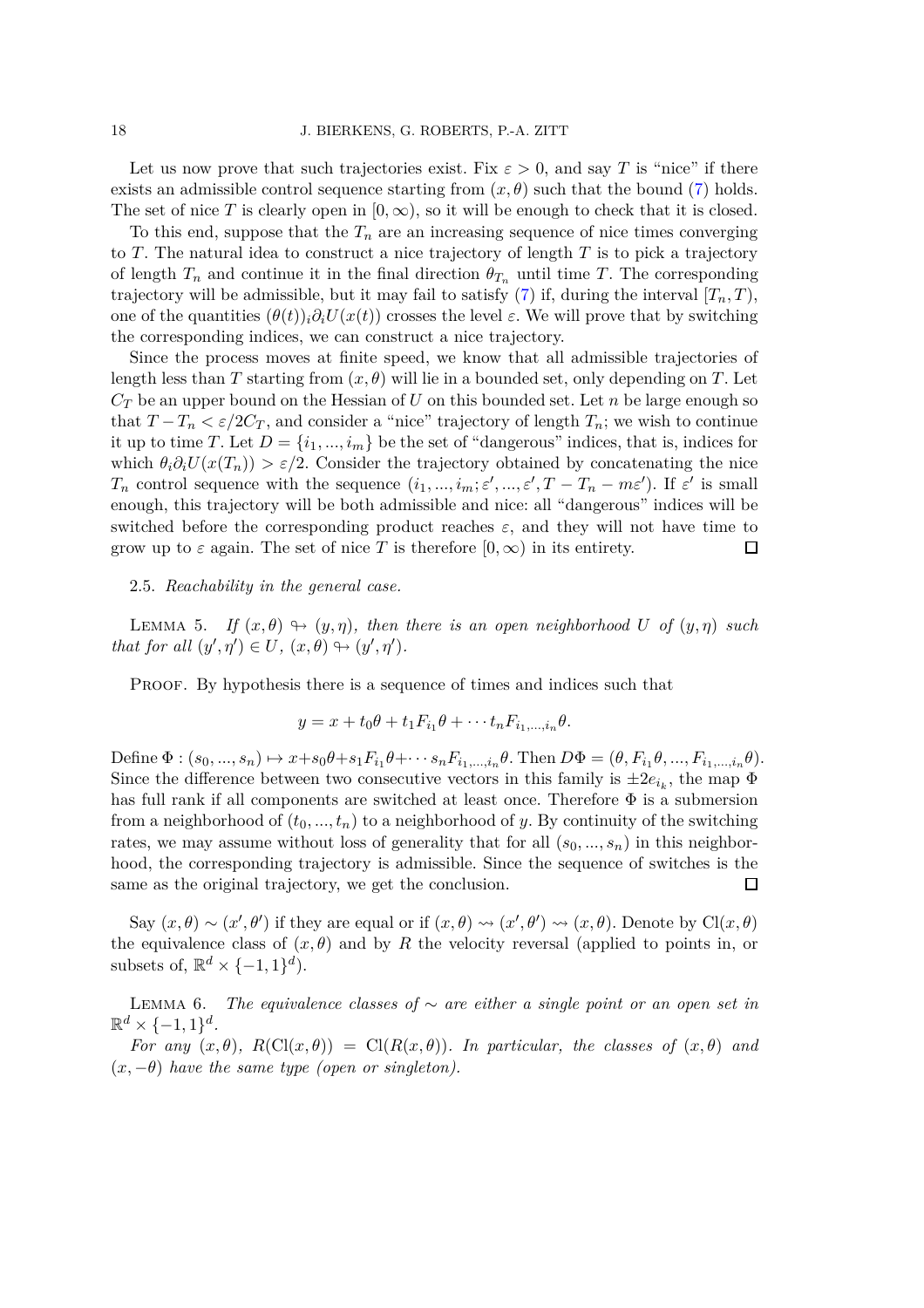Let us now prove that such trajectories exist. Fix $\varepsilon > 0$, and say $T$ is "nice" if there exists an admissible control sequence starting from $(x, \theta)$ such that the bound (7) holds. The set of nice $T$ is clearly open in $[0, \infty)$, so it will be enough to check that it is closed.

To this end, suppose that the $T_n$ are an increasing sequence of nice times converging to $T$. The natural idea to construct a nice trajectory of length $T$ is to pick a trajectory of length $T_n$ and continue it in the final direction $\theta_{T_n}$ until time $T$. The corresponding trajectory will be admissible, but it may fail to satisfy (7) if, during the interval $[T_n, T)$, one of the quantities $(\theta(t))_i \partial_i U(x(t))$ crosses the level $\varepsilon$. We will prove that by switching the corresponding indices, we can construct a nice trajectory.

Since the process moves at finite speed, we know that all admissible trajectories of length less than $T$ starting from $(x, \theta)$ will lie in a bounded set, only depending on $T$. Let $C_T$ be an upper bound on the Hessian of $U$ on this bounded set. Let $n$ be large enough so that $T - T_n < \varepsilon / 2C_T$, and consider a "nice" trajectory of length $T_n$; we wish to continue it up to time $T$. Let $D = \{i_1, ..., i_m\}$ be the set of "dangerous" indices, that is, indices for which $\theta_i \partial_i U(x(T_n)) > \varepsilon/2$. Consider the trajectory obtained by concatenating the nice $T_n$ control sequence with the sequence $(i_1, ..., i_m; \varepsilon', ..., \varepsilon', T - T_n - m\varepsilon')$. If $\varepsilon'$ is small enough, this trajectory will be both admissible and nice: all "dangerous" indices will be switched before the corresponding product reaches $\varepsilon$, and they will not have time to grow up to $\varepsilon$ again. The set of nice $T$ is therefore $[0, \infty)$ in its entirety. $\square$

2.5. *Reachability in the general case.*

LEMMA 5. *If $(x, \theta) \leadsto (y, \eta)$, then there is an open neighborhood $U$ of $(y, \eta)$ such that for all $(y', \eta') \in U$, $(x, \theta) \leadsto (y', \eta')$.*

PROOF. By hypothesis there is a sequence of times and indices such that

$$y = x + t_0\theta + t_1 F_{i_1}\theta + \cdots t_n F_{i_1,...,i_n}\theta.$$

Define $\Phi : (s_0, ..., s_n) \mapsto x + s_0\theta + s_1 F_{i_1}\theta + \cdots s_n F_{i_1,...,i_n}\theta$. Then $D\Phi = (\theta, F_{i_1}\theta, ..., F_{i_1,...,i_n}\theta)$. Since the difference between two consecutive vectors in this family is $\pm 2e_{i_k}$, the map $\Phi$ has full rank if all components are switched at least once. Therefore $\Phi$ is a submersion from a neighborhood of $(t_0, ..., t_n)$ to a neighborhood of $y$. By continuity of the switching rates, we may assume without loss of generality that for all $(s_0, ..., s_n)$ in this neighborhood, the corresponding trajectory is admissible. Since the sequence of switches is the same as the original trajectory, we get the conclusion. $\square$

Say $(x, \theta) \sim (x', \theta')$ if they are equal or if $(x, \theta) \leadsto (x', \theta') \leadsto (x, \theta)$. Denote by $\mathrm{Cl}(x, \theta)$ the equivalence class of $(x, \theta)$ and by $R$ the velocity reversal (applied to points in, or subsets of, $\mathbb{R}^d \times \{-1, 1\}^d$).

LEMMA 6. *The equivalence classes of $\sim$ are either a single point or an open set in $\mathbb{R}^d \times \{-1, 1\}^d$.*

*For any $(x, \theta)$, $R(\mathrm{Cl}(x, \theta)) = \mathrm{Cl}(R(x, \theta))$. In particular, the classes of $(x, \theta)$ and $(x, -\theta)$ have the same type (open or singleton).*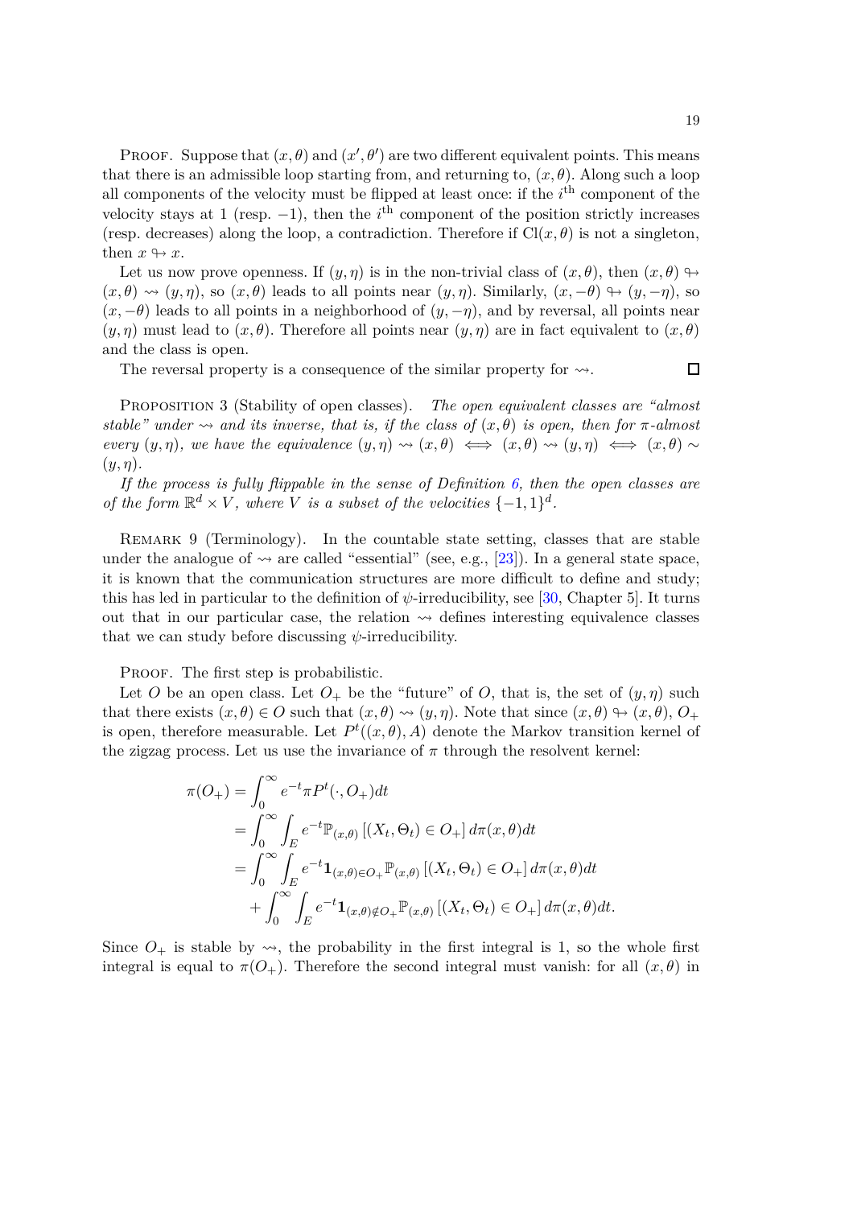Proof. Suppose that $(x, \theta)$ and $(x', \theta')$ are two different equivalent points. This means that there is an admissible loop starting from, and returning to, $(x, \theta)$. Along such a loop all components of the velocity must be flipped at least once: if the $i^{\text{th}}$ component of the velocity stays at 1 (resp. $-1$), then the $i^{\text{th}}$ component of the position strictly increases (resp. decreases) along the loop, a contradiction. Therefore if $\mathrm{Cl}(x, \theta)$ is not a singleton, then $x \looparrowright x$.

Let us now prove openness. If $(y, \eta)$ is in the non-trivial class of $(x, \theta)$, then $(x, \theta) \looparrowright (x, \theta) \rightsquigarrow (y, \eta)$, so $(x, \theta)$ leads to all points near $(y, \eta)$. Similarly, $(x, -\theta) \looparrowright (y, -\eta)$, so $(x, -\theta)$ leads to all points in a neighborhood of $(y, -\eta)$, and by reversal, all points near $(y, \eta)$ must lead to $(x, \theta)$. Therefore all points near $(y, \eta)$ are in fact equivalent to $(x, \theta)$ and the class is open.

The reversal property is a consequence of the similar property for $\rightsquigarrow$. ☐

Proposition 3 (Stability of open classes). *The open equivalent classes are "almost stable" under $\rightsquigarrow$ and its inverse, that is, if the class of $(x, \theta)$ is open, then for $\pi$-almost every $(y, \eta)$, we have the equivalence $(y, \eta) \rightsquigarrow (x, \theta) \iff (x, \theta) \rightsquigarrow (y, \eta) \iff (x, \theta) \sim (y, \eta)$.*

*If the process is fully flippable in the sense of Definition 6, then the open classes are of the form $\mathbb{R}^d \times V$, where $V$ is a subset of the velocities $\{-1, 1\}^d$.*

Remark 9 (Terminology). In the countable state setting, classes that are stable under the analogue of $\rightsquigarrow$ are called "essential" (see, e.g., [23]). In a general state space, it is known that the communication structures are more difficult to define and study; this has led in particular to the definition of $\psi$-irreducibility, see [30, Chapter 5]. It turns out that in our particular case, the relation $\rightsquigarrow$ defines interesting equivalence classes that we can study before discussing $\psi$-irreducibility.

Proof. The first step is probabilistic.

Let $O$ be an open class. Let $O_+$ be the "future" of $O$, that is, the set of $(y, \eta)$ such that there exists $(x, \theta) \in O$ such that $(x, \theta) \rightsquigarrow (y, \eta)$. Note that since $(x, \theta) \looparrowright (x, \theta)$, $O_+$ is open, therefore measurable. Let $P^t((x, \theta), A)$ denote the Markov transition kernel of the zigzag process. Let us use the invariance of $\pi$ through the resolvent kernel:

$$
\begin{aligned}
\pi(O_+) &= \int_0^\infty e^{-t} \pi P^t(\cdot, O_+) dt \\
&= \int_0^\infty \int_E e^{-t} \mathbb{P}_{(x,\theta)} \left[ (X_t, \Theta_t) \in O_+ \right] d\pi(x, \theta) dt \\
&= \int_0^\infty \int_E e^{-t} \mathbf{1}_{(x,\theta) \in O_+} \mathbb{P}_{(x,\theta)} \left[ (X_t, \Theta_t) \in O_+ \right] d\pi(x, \theta) dt \\
&\quad + \int_0^\infty \int_E e^{-t} \mathbf{1}_{(x,\theta) \notin O_+} \mathbb{P}_{(x,\theta)} \left[ (X_t, \Theta_t) \in O_+ \right] d\pi(x, \theta) dt.
\end{aligned}
$$

Since $O_+$ is stable by $\rightsquigarrow$, the probability in the first integral is 1, so the whole first integral is equal to $\pi(O_+)$. Therefore the second integral must vanish: for all $(x, \theta)$ in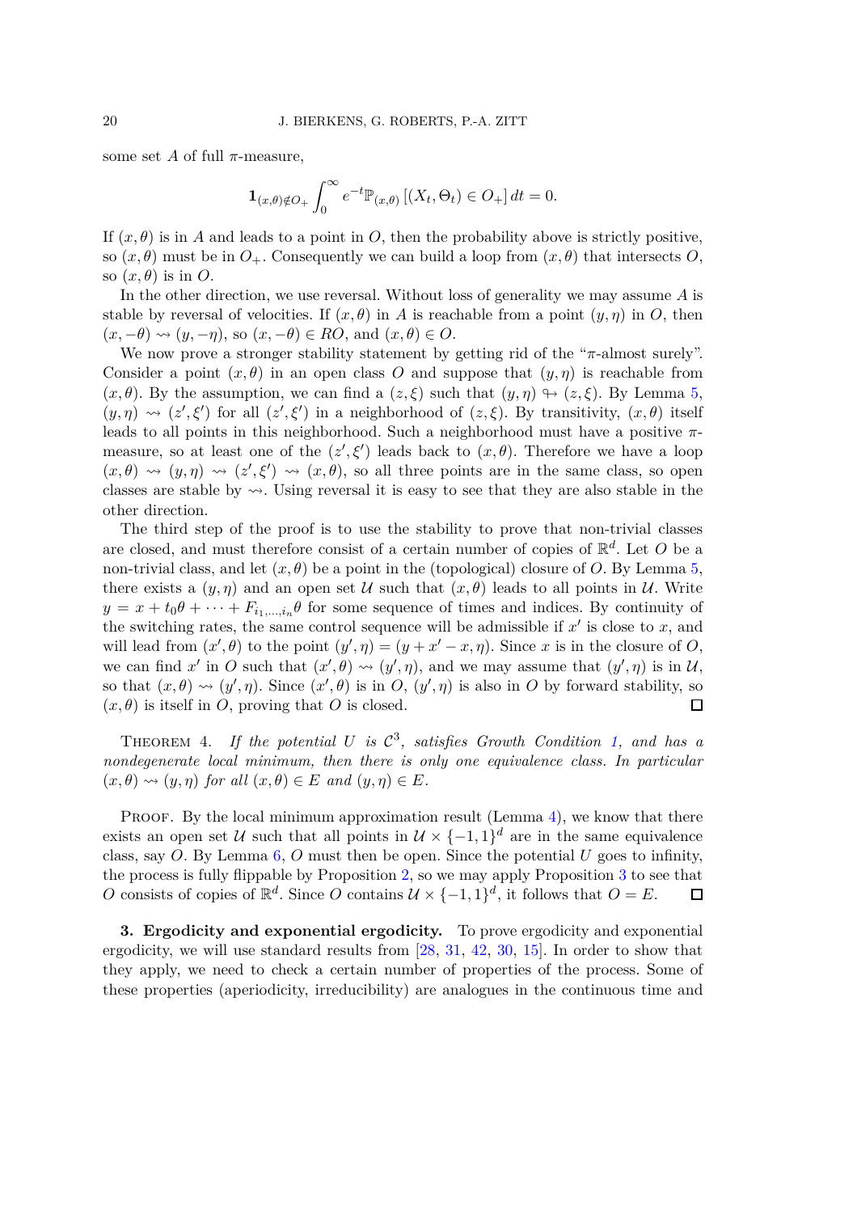some set $A$ of full $\pi$-measure,

$$\mathbf{1}_{(x,\theta)\notin O_+} \int_0^\infty e^{-t} \mathbb{P}_{(x,\theta)} \left[ (X_t, \Theta_t) \in O_+ \right] dt = 0.$$

If $(x, \theta)$ is in $A$ and leads to a point in $O$, then the probability above is strictly positive, so $(x, \theta)$ must be in $O_+$. Consequently we can build a loop from $(x, \theta)$ that intersects $O$, so $(x, \theta)$ is in $O$.

In the other direction, we use reversal. Without loss of generality we may assume $A$ is stable by reversal of velocities. If $(x, \theta)$ in $A$ is reachable from a point $(y, \eta)$ in $O$, then $(x, -\theta) \rightsquigarrow (y, -\eta)$, so $(x, -\theta) \in RO$, and $(x, \theta) \in O$.

We now prove a stronger stability statement by getting rid of the "$\pi$-almost surely". Consider a point $(x, \theta)$ in an open class $O$ and suppose that $(y, \eta)$ is reachable from $(x, \theta)$. By the assumption, we can find a $(z, \xi)$ such that $(y, \eta) \looparrowright (z, \xi)$. By Lemma 5, $(y, \eta) \rightsquigarrow (z', \xi')$ for all $(z', \xi')$ in a neighborhood of $(z, \xi)$. By transitivity, $(x, \theta)$ itself leads to all points in this neighborhood. Such a neighborhood must have a positive $\pi$-measure, so at least one of the $(z', \xi')$ leads back to $(x, \theta)$. Therefore we have a loop $(x, \theta) \rightsquigarrow (y, \eta) \rightsquigarrow (z', \xi') \rightsquigarrow (x, \theta)$, so all three points are in the same class, so open classes are stable by $\rightsquigarrow$. Using reversal it is easy to see that they are also stable in the other direction.

The third step of the proof is to use the stability to prove that non-trivial classes are closed, and must therefore consist of a certain number of copies of $\mathbb{R}^d$. Let $O$ be a non-trivial class, and let $(x, \theta)$ be a point in the (topological) closure of $O$. By Lemma 5, there exists a $(y, \eta)$ and an open set $\mathcal{U}$ such that $(x, \theta)$ leads to all points in $\mathcal{U}$. Write $y = x + t_0\theta + \cdots + F_{i_1,\ldots,i_n}\theta$ for some sequence of times and indices. By continuity of the switching rates, the same control sequence will be admissible if $x'$ is close to $x$, and will lead from $(x', \theta)$ to the point $(y', \eta) = (y + x' - x, \eta)$. Since $x$ is in the closure of $O$, we can find $x'$ in $O$ such that $(x', \theta) \rightsquigarrow (y', \eta)$, and we may assume that $(y', \eta)$ is in $\mathcal{U}$, so that $(x, \theta) \rightsquigarrow (y', \eta)$. Since $(x', \theta)$ is in $O$, $(y', \eta)$ is also in $O$ by forward stability, so $(x, \theta)$ is itself in $O$, proving that $O$ is closed. ∎

THEOREM 4. *If the potential $U$ is $\mathcal{C}^3$, satisfies Growth Condition 1, and has a nondegenerate local minimum, then there is only one equivalence class. In particular $(x, \theta) \rightsquigarrow (y, \eta)$ for all $(x, \theta) \in E$ and $(y, \eta) \in E$.*

PROOF. By the local minimum approximation result (Lemma 4), we know that there exists an open set $\mathcal{U}$ such that all points in $\mathcal{U} \times \{-1, 1\}^d$ are in the same equivalence class, say $O$. By Lemma 6, $O$ must then be open. Since the potential $U$ goes to infinity, the process is fully flippable by Proposition 2, so we may apply Proposition 3 to see that $O$ consists of copies of $\mathbb{R}^d$. Since $O$ contains $\mathcal{U} \times \{-1, 1\}^d$, it follows that $O = E$. ∎

## 3. Ergodicity and exponential ergodicity.

To prove ergodicity and exponential ergodicity, we will use standard results from [28, 31, 42, 30, 15]. In order to show that they apply, we need to check a certain number of properties of the process. Some of these properties (aperiodicity, irreducibility) are analogues in the continuous time and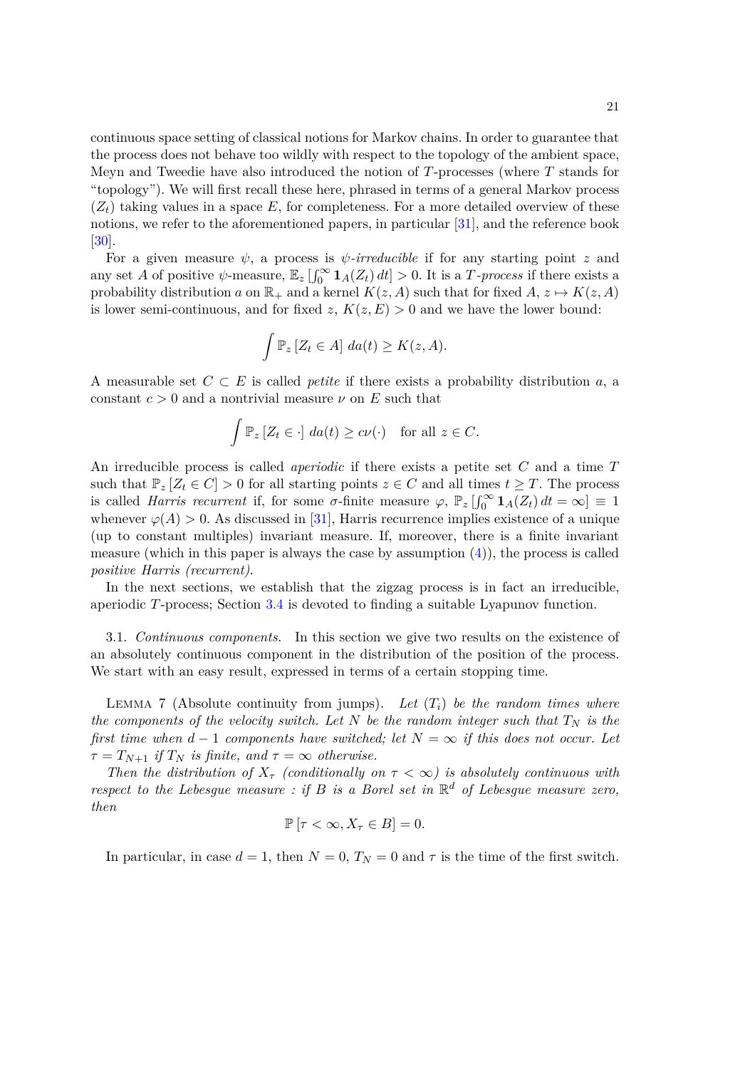continuous space setting of classical notions for Markov chains. In order to guarantee that the process does not behave too wildly with respect to the topology of the ambient space, Meyn and Tweedie have also introduced the notion of $T$-processes (where $T$ stands for "topology"). We will first recall these here, phrased in terms of a general Markov process $(Z_t)$ taking values in a space $E$, for completeness. For a more detailed overview of these notions, we refer to the aforementioned papers, in particular [31], and the reference book [30].

For a given measure $\psi$, a process is *$\psi$-irreducible* if for any starting point $z$ and any set $A$ of positive $\psi$-measure, $\mathbb{E}_z\left[\int_0^\infty \mathbf{1}_A(Z_t)\,dt\right] > 0$. It is a *$T$-process* if there exists a probability distribution $a$ on $\mathbb{R}_+$ and a kernel $K(z,A)$ such that for fixed $A$, $z \mapsto K(z,A)$ is lower semi-continuous, and for fixed $z$, $K(z,E) > 0$ and we have the lower bound:

$$\int \mathbb{P}_z\left[Z_t \in A\right]\,da(t) \geq K(z,A).$$

A measurable set $C \subset E$ is called *petite* if there exists a probability distribution $a$, a constant $c > 0$ and a nontrivial measure $\nu$ on $E$ such that

$$\int \mathbb{P}_z\left[Z_t \in \cdot\right]\,da(t) \geq c\nu(\cdot) \quad \text{for all } z \in C.$$

An irreducible process is called *aperiodic* if there exists a petite set $C$ and a time $T$ such that $\mathbb{P}_z\left[Z_t \in C\right] > 0$ for all starting points $z \in C$ and all times $t \geq T$. The process is called *Harris recurrent* if, for some $\sigma$-finite measure $\varphi$, $\mathbb{P}_z\left[\int_0^\infty \mathbf{1}_A(Z_t)\,dt = \infty\right] \equiv 1$ whenever $\varphi(A) > 0$. As discussed in [31], Harris recurrence implies existence of a unique (up to constant multiples) invariant measure. If, moreover, there is a finite invariant measure (which in this paper is always the case by assumption (4)), the process is called *positive Harris (recurrent)*.

In the next sections, we establish that the zigzag process is in fact an irreducible, aperiodic $T$-process; Section 3.4 is devoted to finding a suitable Lyapunov function.

3.1. *Continuous components.* In this section we give two results on the existence of an absolutely continuous component in the distribution of the position of the process. We start with an easy result, expressed in terms of a certain stopping time.

Lemma 7 (Absolute continuity from jumps). *Let $(T_i)$ be the random times where the components of the velocity switch. Let $N$ be the random integer such that $T_N$ is the first time when $d-1$ components have switched; let $N = \infty$ if this does not occur. Let $\tau = T_{N+1}$ if $T_N$ is finite, and $\tau = \infty$ otherwise.*

*Then the distribution of $X_\tau$ (conditionally on $\tau < \infty$) is absolutely continuous with respect to the Lebesgue measure : if $B$ is a Borel set in $\mathbb{R}^d$ of Lebesgue measure zero, then*

$$\mathbb{P}\left[\tau < \infty, X_\tau \in B\right] = 0.$$

In particular, in case $d = 1$, then $N = 0$, $T_N = 0$ and $\tau$ is the time of the first switch.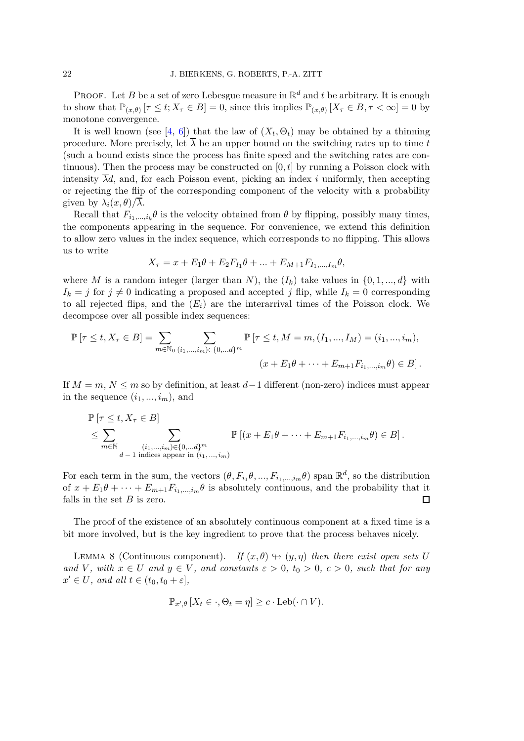PROOF. Let $B$ be a set of zero Lebesgue measure in $\mathbb{R}^d$ and $t$ be arbitrary. It is enough to show that $\mathbb{P}_{(x,\theta)}[\tau \leq t; X_\tau \in B] = 0$, since this implies $\mathbb{P}_{(x,\theta)}[X_\tau \in B, \tau < \infty] = 0$ by monotone convergence.

It is well known (see [4, 6]) that the law of $(X_t, \Theta_t)$ may be obtained by a thinning procedure. More precisely, let $\overline{\lambda}$ be an upper bound on the switching rates up to time $t$ (such a bound exists since the process has finite speed and the switching rates are continuous). Then the process may be constructed on $[0,t]$ by running a Poisson clock with intensity $\overline{\lambda}d$, and, for each Poisson event, picking an index $i$ uniformly, then accepting or rejecting the flip of the corresponding component of the velocity with a probability given by $\lambda_i(x,\theta)/\overline{\lambda}$.

Recall that $F_{i_1,\dots,i_k}\theta$ is the velocity obtained from $\theta$ by flipping, possibly many times, the components appearing in the sequence. For convenience, we extend this definition to allow zero values in the index sequence, which corresponds to no flipping. This allows us to write

$$X_\tau = x + E_1\theta + E_2 F_{I_1}\theta + ... + E_{M+1}F_{I_1,\dots,I_m}\theta,$$

where $M$ is a random integer (larger than $N$), the $(I_k)$ take values in $\{0, 1, ..., d\}$ with $I_k = j$ for $j \neq 0$ indicating a proposed and accepted $j$ flip, while $I_k = 0$ corresponding to all rejected flips, and the $(E_i)$ are the interarrival times of the Poisson clock. We decompose over all possible index sequences:

$$\begin{aligned}\mathbb{P}[\tau \leq t, X_\tau \in B] = \sum_{m\in\mathbb{N}_0} \sum_{(i_1,\dots,i_m)\in\{0,\dots d\}^m} \mathbb{P}[&\tau \leq t, M = m, (I_1, ..., I_M) = (i_1, ..., i_m), \\ &(x + E_1\theta + \dots + E_{m+1}F_{i_1,\dots,i_m}\theta) \in B].\end{aligned}$$

If $M = m$, $N \leq m$ so by definition, at least $d-1$ different (non-zero) indices must appear in the sequence $(i_1, ..., i_m)$, and

$$\begin{aligned}&\mathbb{P}[\tau \leq t, X_\tau \in B] \\ &\leq \sum_{m\in\mathbb{N}} \sum_{\substack{(i_1,\dots,i_m)\in\{0,\dots d\}^m \\ d-1 \text{ indices appear in } (i_1,\dots,i_m)}} \mathbb{P}[(x + E_1\theta + \dots + E_{m+1}F_{i_1,\dots,i_m}\theta) \in B].\end{aligned}$$

For each term in the sum, the vectors $(\theta, F_{i_1}\theta, ..., F_{i_1,\dots,i_m}\theta)$ span $\mathbb{R}^d$, so the distribution of $x + E_1\theta + \dots + E_{m+1}F_{i_1,\dots,i_m}\theta$ is absolutely continuous, and the probability that it falls in the set $B$ is zero. $\square$

The proof of the existence of an absolutely continuous component at a fixed time is a bit more involved, but is the key ingredient to prove that the process behaves nicely.

LEMMA 8 (Continuous component). *If $(x,\theta) \looparrowright (y,\eta)$ then there exist open sets $U$ and $V$, with $x \in U$ and $y \in V$, and constants $\varepsilon > 0$, $t_0 > 0$, $c > 0$, such that for any $x' \in U$, and all $t \in (t_0, t_0 + \varepsilon]$,*

$$\mathbb{P}_{x',\theta}[X_t \in \cdot, \Theta_t = \eta] \geq c \cdot \mathrm{Leb}(\cdot \cap V).$$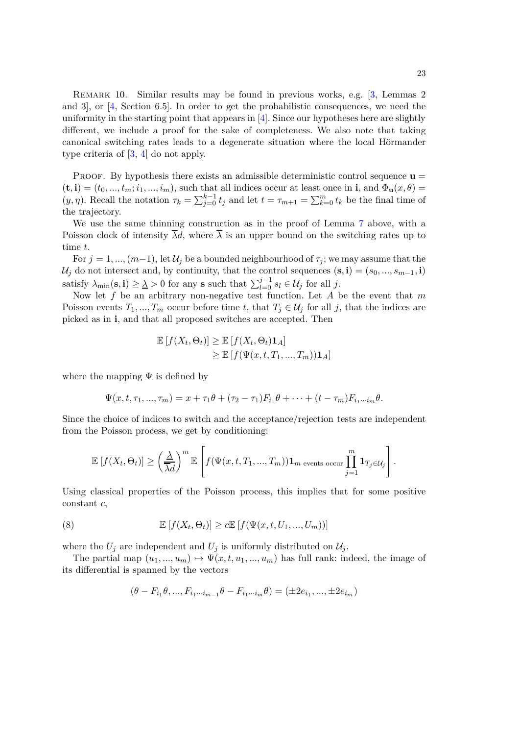Remark 10. Similar results may be found in previous works, e.g. [3, Lemmas 2 and 3], or [4, Section 6.5]. In order to get the probabilistic consequences, we need the uniformity in the starting point that appears in [4]. Since our hypotheses here are slightly different, we include a proof for the sake of completeness. We also note that taking canonical switching rates leads to a degenerate situation where the local Hörmander type criteria of [3, 4] do not apply.

Proof. By hypothesis there exists an admissible deterministic control sequence $\mathbf{u} = (\mathbf{t}, \mathbf{i}) = (t_0, ..., t_m; i_1, ..., i_m)$, such that all indices occur at least once in $\mathbf{i}$, and $\Phi_{\mathbf{u}}(x, \theta) = (y, \eta)$. Recall the notation $\tau_k = \sum_{j=0}^{k-1} t_j$ and let $t = \tau_{m+1} = \sum_{k=0}^{m} t_k$ be the final time of the trajectory.

We use the same thinning construction as in the proof of Lemma 7 above, with a Poisson clock of intensity $\overline{\lambda} d$, where $\overline{\lambda}$ is an upper bound on the switching rates up to time $t$.

For $j = 1, ..., (m-1)$, let $\mathcal{U}_j$ be a bounded neighbourhood of $\tau_j$; we may assume that the $\mathcal{U}_j$ do not intersect and, by continuity, that the control sequences $(\mathbf{s}, \mathbf{i}) = (s_0, ..., s_{m-1}, \mathbf{i})$ satisfy $\lambda_{\min}(\mathbf{s}, \mathbf{i}) \geq \underline{\lambda} > 0$ for any $\mathbf{s}$ such that $\sum_{l=0}^{j-1} s_l \in \mathcal{U}_j$ for all $j$.

Now let $f$ be an arbitrary non-negative test function. Let $A$ be the event that $m$ Poisson events $T_1, ..., T_m$ occur before time $t$, that $T_j \in \mathcal{U}_j$ for all $j$, that the indices are picked as in $\mathbf{i}$, and that all proposed switches are accepted. Then

$$
\begin{aligned}
\mathbb{E}\left[f(X_t, \Theta_t)\right] &\geq \mathbb{E}\left[f(X_t, \Theta_t)\mathbf{1}_A\right] \\
&\geq \mathbb{E}\left[f(\Psi(x, t, T_1, ..., T_m))\mathbf{1}_A\right]
\end{aligned}
$$

where the mapping $\Psi$ is defined by

$$
\Psi(x, t, \tau_1, ..., \tau_m) = x + \tau_1 \theta + (\tau_2 - \tau_1) F_{i_1} \theta + \cdots + (t - \tau_m) F_{i_1 \cdots i_m} \theta.
$$

Since the choice of indices to switch and the acceptance/rejection tests are independent from the Poisson process, we get by conditioning:

$$
\mathbb{E}\left[f(X_t, \Theta_t)\right] \geq \left(\frac{\underline{\lambda}}{\overline{\lambda} d}\right)^m \mathbb{E}\left[f(\Psi(x, t, T_1, ..., T_m))\mathbf{1}_{m \text{ events occur}} \prod_{j=1}^{m} \mathbf{1}_{T_j \in \mathcal{U}_j}\right].
$$

Using classical properties of the Poisson process, this implies that for some positive constant $c$,

$$
\mathbb{E}\left[f(X_t, \Theta_t)\right] \geq c\mathbb{E}\left[f(\Psi(x, t, U_1, ..., U_m))\right] \tag{8}
$$

where the $U_j$ are independent and $U_j$ is uniformly distributed on $\mathcal{U}_j$.

The partial map $(u_1, ..., u_m) \mapsto \Psi(x, t, u_1, ..., u_m)$ has full rank: indeed, the image of its differential is spanned by the vectors

$$
(\theta - F_{i_1}\theta, ..., F_{i_1 \cdots i_{m-1}}\theta - F_{i_1 \cdots i_m}\theta) = (\pm 2 e_{i_1}, ..., \pm 2 e_{i_m})
$$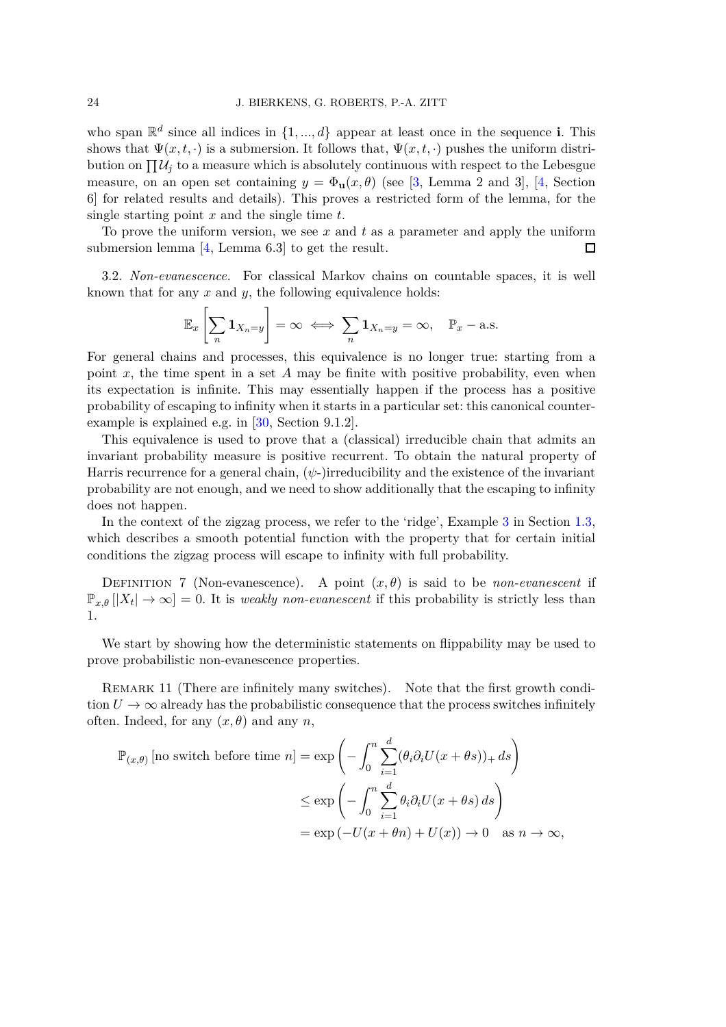who span $\mathbb{R}^d$ since all indices in $\{1, ..., d\}$ appear at least once in the sequence $\mathbf{i}$. This shows that $\Psi(x, t, \cdot)$ is a submersion. It follows that, $\Psi(x, t, \cdot)$ pushes the uniform distribution on $\prod \mathcal{U}_j$ to a measure which is absolutely continuous with respect to the Lebesgue measure, on an open set containing $y = \Phi_{\mathbf{u}}(x, \theta)$ (see [3, Lemma 2 and 3], [4, Section 6] for related results and details). This proves a restricted form of the lemma, for the single starting point $x$ and the single time $t$.

To prove the uniform version, we see $x$ and $t$ as a parameter and apply the uniform submersion lemma [4, Lemma 6.3] to get the result. □

3.2. *Non-evanescence.* For classical Markov chains on countable spaces, it is well known that for any $x$ and $y$, the following equivalence holds:

$$\mathbb{E}_x\left[\sum_n \mathbf{1}_{X_n = y}\right] = \infty \iff \sum_n \mathbf{1}_{X_n = y} = \infty, \quad \mathbb{P}_x - \text{a.s.}$$

For general chains and processes, this equivalence is no longer true: starting from a point $x$, the time spent in a set $A$ may be finite with positive probability, even when its expectation is infinite. This may essentially happen if the process has a positive probability of escaping to infinity when it starts in a particular set: this canonical counter-example is explained e.g. in [30, Section 9.1.2].

This equivalence is used to prove that a (classical) irreducible chain that admits an invariant probability measure is positive recurrent. To obtain the natural property of Harris recurrence for a general chain, ($\psi$-)irreducibility and the existence of the invariant probability are not enough, and we need to show additionally that the escaping to infinity does not happen.

In the context of the zigzag process, we refer to the 'ridge', Example 3 in Section 1.3, which describes a smooth potential function with the property that for certain initial conditions the zigzag process will escape to infinity with full probability.

Definition 7 (Non-evanescence). A point $(x, \theta)$ is said to be *non-evanescent* if $\mathbb{P}_{x,\theta}[|X_t| \to \infty] = 0$. It is *weakly non-evanescent* if this probability is strictly less than 1.

We start by showing how the deterministic statements on flippability may be used to prove probabilistic non-evanescence properties.

Remark 11 (There are infinitely many switches). Note that the first growth condition $U \to \infty$ already has the probabilistic consequence that the process switches infinitely often. Indeed, for any $(x, \theta)$ and any $n$,

$$\begin{aligned}
\mathbb{P}_{(x,\theta)}[\text{no switch before time } n] &= \exp\left(-\int_0^n \sum_{i=1}^d (\theta_i \partial_i U(x + \theta s))_+ \, ds\right) \\
&\leq \exp\left(-\int_0^n \sum_{i=1}^d \theta_i \partial_i U(x + \theta s) \, ds\right) \\
&= \exp\left(-U(x + \theta n) + U(x)\right) \to 0 \quad \text{as } n \to \infty,
\end{aligned}$$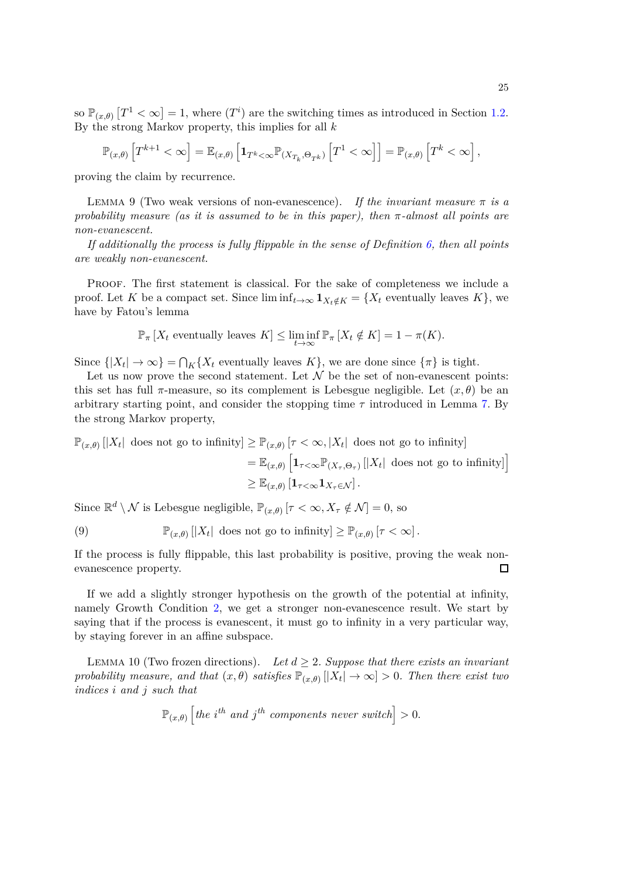so $\mathbb{P}_{(x,\theta)}\left[T^1 < \infty\right] = 1$, where $(T^i)$ are the switching times as introduced in Section 1.2. By the strong Markov property, this implies for all $k$

$$\mathbb{P}_{(x,\theta)}\left[T^{k+1} < \infty\right] = \mathbb{E}_{(x,\theta)}\left[\mathbf{1}_{T^k<\infty}\mathbb{P}_{(X_{T_k},\Theta_{T^k})}\left[T^1 < \infty\right]\right] = \mathbb{P}_{(x,\theta)}\left[T^k < \infty\right],$$

proving the claim by recurrence.

Lemma 9 (Two weak versions of non-evanescence). *If the invariant measure $\pi$ is a probability measure (as it is assumed to be in this paper), then $\pi$-almost all points are non-evanescent.*

*If additionally the process is fully flippable in the sense of Definition 6, then all points are weakly non-evanescent.*

Proof. The first statement is classical. For the sake of completeness we include a proof. Let $K$ be a compact set. Since $\liminf_{t\to\infty} \mathbf{1}_{X_t\notin K} = \{X_t \text{ eventually leaves } K\}$, we have by Fatou's lemma

$$\mathbb{P}_\pi\left[X_t \text{ eventually leaves } K\right] \leq \liminf_{t\to\infty} \mathbb{P}_\pi\left[X_t \notin K\right] = 1 - \pi(K).$$

Since $\{|X_t| \to \infty\} = \bigcap_K \{X_t \text{ eventually leaves } K\}$, we are done since $\{\pi\}$ is tight.

Let us now prove the second statement. Let $\mathcal{N}$ be the set of non-evanescent points: this set has full $\pi$-measure, so its complement is Lebesgue negligible. Let $(x,\theta)$ be an arbitrary starting point, and consider the stopping time $\tau$ introduced in Lemma 7. By the strong Markov property,

$$\begin{aligned}
\mathbb{P}_{(x,\theta)}\left[|X_t| \text{ does not go to infinity}\right] &\geq \mathbb{P}_{(x,\theta)}\left[\tau < \infty, |X_t| \text{ does not go to infinity}\right] \\
&= \mathbb{E}_{(x,\theta)}\left[\mathbf{1}_{\tau<\infty}\mathbb{P}_{(X_\tau,\Theta_\tau)}\left[|X_t| \text{ does not go to infinity}\right]\right] \\
&\geq \mathbb{E}_{(x,\theta)}\left[\mathbf{1}_{\tau<\infty}\mathbf{1}_{X_\tau\in\mathcal{N}}\right].
\end{aligned}$$

Since $\mathbb{R}^d \setminus \mathcal{N}$ is Lebesgue negligible, $\mathbb{P}_{(x,\theta)}\left[\tau < \infty, X_\tau \notin \mathcal{N}\right] = 0$, so

$$\mathbb{P}_{(x,\theta)}\left[|X_t| \text{ does not go to infinity}\right] \geq \mathbb{P}_{(x,\theta)}\left[\tau < \infty\right]. \tag{9}$$

If the process is fully flippable, this last probability is positive, proving the weak non-evanescence property. ◻

If we add a slightly stronger hypothesis on the growth of the potential at infinity, namely Growth Condition 2, we get a stronger non-evanescence result. We start by saying that if the process is evanescent, it must go to infinity in a very particular way, by staying forever in an affine subspace.

Lemma 10 (Two frozen directions). *Let $d \geq 2$. Suppose that there exists an invariant probability measure, and that $(x,\theta)$ satisfies $\mathbb{P}_{(x,\theta)}\left[|X_t| \to \infty\right] > 0$. Then there exist two indices $i$ and $j$ such that*

$$\mathbb{P}_{(x,\theta)}\left[\text{the } i^{th} \text{ and } j^{th} \text{ components never switch}\right] > 0.$$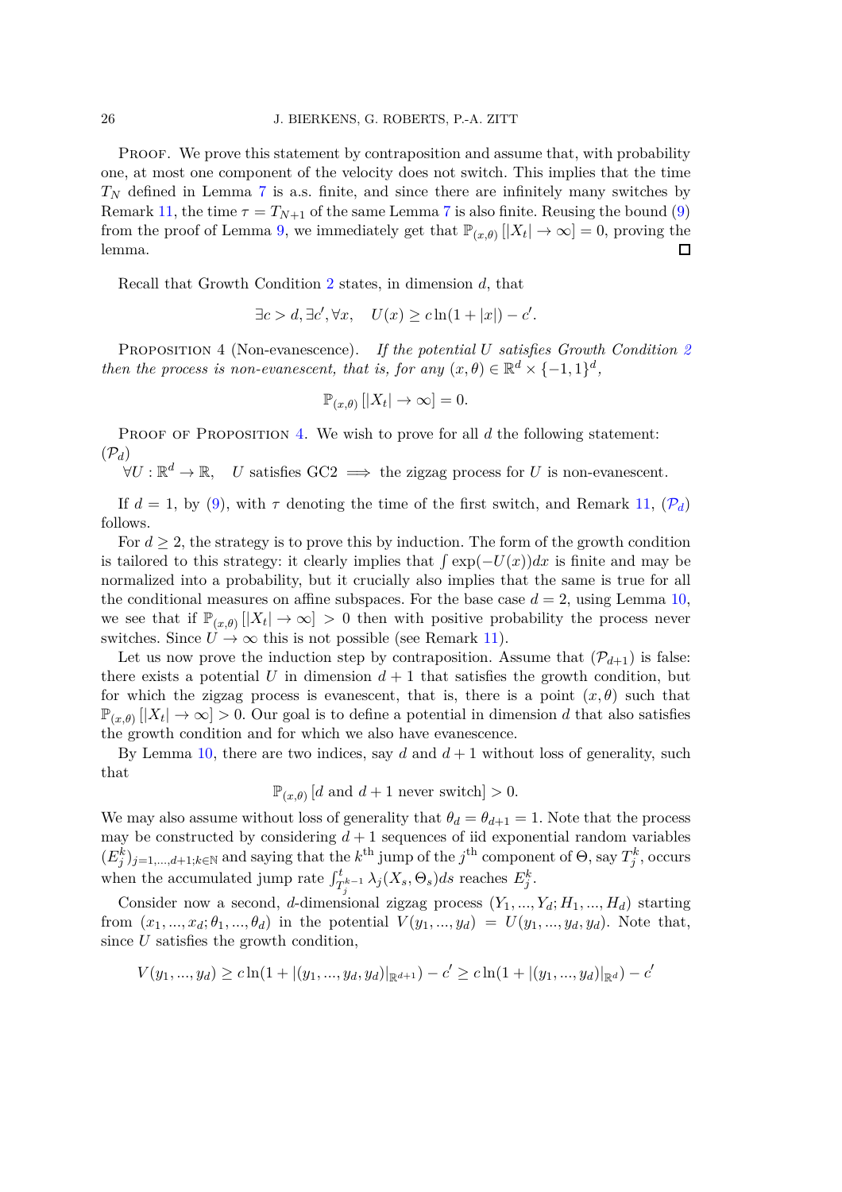Proof. We prove this statement by contraposition and assume that, with probability one, at most one component of the velocity does not switch. This implies that the time $T_N$ defined in Lemma 7 is a.s. finite, and since there are infinitely many switches by Remark 11, the time $\tau = T_{N+1}$ of the same Lemma 7 is also finite. Reusing the bound (9) from the proof of Lemma 9, we immediately get that $\mathbb{P}_{(x,\theta)}\left[|X_t| \to \infty\right] = 0$, proving the lemma. □

Recall that Growth Condition 2 states, in dimension $d$, that

$$\exists c > d, \exists c', \forall x, \quad U(x) \geq c \ln(1 + |x|) - c'.$$

Proposition 4 (Non-evanescence). *If the potential $U$ satisfies Growth Condition 2 then the process is non-evanescent, that is, for any $(x, \theta) \in \mathbb{R}^d \times \{-1, 1\}^d$,*

$$\mathbb{P}_{(x,\theta)}\left[|X_t| \to \infty\right] = 0.$$

Proof of Proposition 4. We wish to prove for all $d$ the following statement: $(\mathcal{P}_d)$

$\forall U : \mathbb{R}^d \to \mathbb{R}, \quad U$ satisfies GC2 $\implies$ the zigzag process for $U$ is non-evanescent.

If $d = 1$, by (9), with $\tau$ denoting the time of the first switch, and Remark 11, $(\mathcal{P}_d)$ follows.

For $d \geq 2$, the strategy is to prove this by induction. The form of the growth condition is tailored to this strategy: it clearly implies that $\int \exp(-U(x))dx$ is finite and may be normalized into a probability, but it crucially also implies that the same is true for all the conditional measures on affine subspaces. For the base case $d = 2$, using Lemma 10, we see that if $\mathbb{P}_{(x,\theta)}\left[|X_t| \to \infty\right] > 0$ then with positive probability the process never switches. Since $U \to \infty$ this is not possible (see Remark 11).

Let us now prove the induction step by contraposition. Assume that $(\mathcal{P}_{d+1})$ is false: there exists a potential $U$ in dimension $d + 1$ that satisfies the growth condition, but for which the zigzag process is evanescent, that is, there is a point $(x, \theta)$ such that $\mathbb{P}_{(x,\theta)}\left[|X_t| \to \infty\right] > 0$. Our goal is to define a potential in dimension $d$ that also satisfies the growth condition and for which we also have evanescence.

By Lemma 10, there are two indices, say $d$ and $d + 1$ without loss of generality, such that

$$\mathbb{P}_{(x,\theta)}\left[d \text{ and } d + 1 \text{ never switch}\right] > 0.$$

We may also assume without loss of generality that $\theta_d = \theta_{d+1} = 1$. Note that the process may be constructed by considering $d + 1$ sequences of iid exponential random variables $(E_j^k)_{j=1,\dots,d+1;k\in\mathbb{N}}$ and saying that the $k^{\text{th}}$ jump of the $j^{\text{th}}$ component of $\Theta$, say $T_j^k$, occurs when the accumulated jump rate $\int_{T_j^{k-1}}^t \lambda_j(X_s, \Theta_s)ds$ reaches $E_j^k$.

Consider now a second, $d$-dimensional zigzag process $(Y_1, \dots, Y_d; H_1, \dots, H_d)$ starting from $(x_1, \dots, x_d; \theta_1, \dots, \theta_d)$ in the potential $V(y_1, \dots, y_d) = U(y_1, \dots, y_d, y_d)$. Note that, since $U$ satisfies the growth condition,

$$V(y_1, \dots, y_d) \geq c \ln(1 + |(y_1, \dots, y_d, y_d)|_{\mathbb{R}^{d+1}}) - c' \geq c \ln(1 + |(y_1, \dots, y_d)|_{\mathbb{R}^d}) - c'$$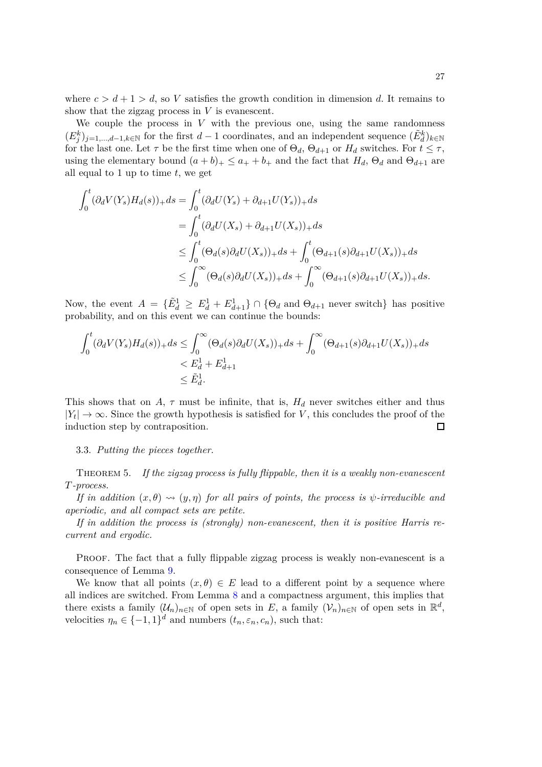where $c > d+1 > d$, so $V$ satisfies the growth condition in dimension $d$. It remains to show that the zigzag process in $V$ is evanescent.

We couple the process in $V$ with the previous one, using the same randomness $(E_j^k)_{j=1,\dots,d-1,k\in\mathbb{N}}$ for the first $d-1$ coordinates, and an independent sequence $(\tilde{E}_d^k)_{k\in\mathbb{N}}$ for the last one. Let $\tau$ be the first time when one of $\Theta_d$, $\Theta_{d+1}$ or $H_d$ switches. For $t \le \tau$, using the elementary bound $(a+b)_+ \le a_+ + b_+$ and the fact that $H_d$, $\Theta_d$ and $\Theta_{d+1}$ are all equal to 1 up to time $t$, we get

$$
\begin{aligned}
\int_0^t (\partial_d V(Y_s) H_d(s))_+ ds &= \int_0^t (\partial_d U(Y_s) + \partial_{d+1} U(Y_s))_+ ds \\
&= \int_0^t (\partial_d U(X_s) + \partial_{d+1} U(X_s))_+ ds \\
&\le \int_0^t (\Theta_d(s) \partial_d U(X_s))_+ ds + \int_0^t (\Theta_{d+1}(s) \partial_{d+1} U(X_s))_+ ds \\
&\le \int_0^\infty (\Theta_d(s) \partial_d U(X_s))_+ ds + \int_0^\infty (\Theta_{d+1}(s) \partial_{d+1} U(X_s))_+ ds.
\end{aligned}
$$

Now, the event $A = \{\tilde{E}_d^1 \ge E_d^1 + E_{d+1}^1\} \cap \{\Theta_d \text{ and } \Theta_{d+1} \text{ never switch}\}$ has positive probability, and on this event we can continue the bounds:

$$
\begin{aligned}
\int_0^t (\partial_d V(Y_s) H_d(s))_+ ds &\le \int_0^\infty (\Theta_d(s) \partial_d U(X_s))_+ ds + \int_0^\infty (\Theta_{d+1}(s) \partial_{d+1} U(X_s))_+ ds \\
&< E_d^1 + E_{d+1}^1 \\
&\le \tilde{E}_d^1.
\end{aligned}
$$

This shows that on $A$, $\tau$ must be infinite, that is, $H_d$ never switches either and thus $|Y_t| \to \infty$. Since the growth hypothesis is satisfied for $V$, this concludes the proof of the induction step by contraposition. □

3.3. *Putting the pieces together.*

THEOREM 5. *If the zigzag process is fully flippable, then it is a weakly non-evanescent T-process.*

*If in addition $(x, \theta) \rightsquigarrow (y, \eta)$ for all pairs of points, the process is $\psi$-irreducible and aperiodic, and all compact sets are petite.*

*If in addition the process is (strongly) non-evanescent, then it is positive Harris recurrent and ergodic.*

PROOF. The fact that a fully flippable zigzag process is weakly non-evanescent is a consequence of Lemma 9.

We know that all points $(x, \theta) \in E$ lead to a different point by a sequence where all indices are switched. From Lemma 8 and a compactness argument, this implies that there exists a family $(\mathcal{U}_n)_{n\in\mathbb{N}}$ of open sets in $E$, a family $(\mathcal{V}_n)_{n\in\mathbb{N}}$ of open sets in $\mathbb{R}^d$, velocities $\eta_n \in \{-1, 1\}^d$ and numbers $(t_n, \varepsilon_n, c_n)$, such that: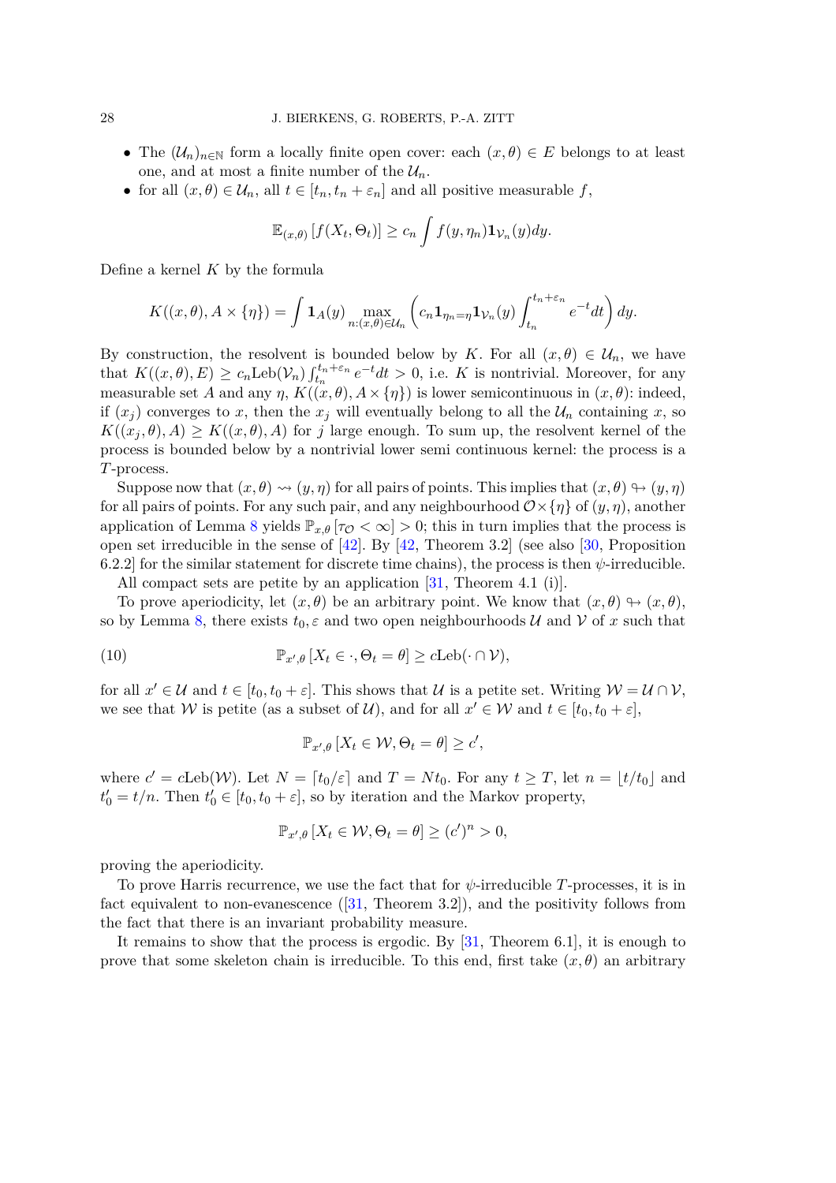- The $(\mathcal{U}_n)_{n\in\mathbb{N}}$ form a locally finite open cover: each $(x,\theta) \in E$ belongs to at least one, and at most a finite number of the $\mathcal{U}_n$.
- for all $(x,\theta) \in \mathcal{U}_n$, all $t \in [t_n, t_n + \varepsilon_n]$ and all positive measurable $f$,

$$\mathbb{E}_{(x,\theta)}\left[f(X_t, \Theta_t)\right] \geq c_n \int f(y, \eta_n) \mathbf{1}_{\mathcal{V}_n}(y) dy.$$

Define a kernel $K$ by the formula

$$K((x,\theta), A \times \{\eta\}) = \int \mathbf{1}_A(y) \max_{n:(x,\theta)\in\mathcal{U}_n} \left( c_n \mathbf{1}_{\eta_n=\eta} \mathbf{1}_{\mathcal{V}_n}(y) \int_{t_n}^{t_n+\varepsilon_n} e^{-t} dt \right) dy.$$

By construction, the resolvent is bounded below by $K$. For all $(x,\theta) \in \mathcal{U}_n$, we have that $K((x,\theta), E) \geq c_n \mathrm{Leb}(\mathcal{V}_n) \int_{t_n}^{t_n+\varepsilon_n} e^{-t} dt > 0$, i.e. $K$ is nontrivial. Moreover, for any measurable set $A$ and any $\eta$, $K((x,\theta), A \times \{\eta\})$ is lower semicontinuous in $(x,\theta)$: indeed, if $(x_j)$ converges to $x$, then the $x_j$ will eventually belong to all the $\mathcal{U}_n$ containing $x$, so $K((x_j,\theta), A) \geq K((x,\theta), A)$ for $j$ large enough. To sum up, the resolvent kernel of the process is bounded below by a nontrivial lower semi continuous kernel: the process is a $T$-process.

Suppose now that $(x,\theta) \rightsquigarrow (y,\eta)$ for all pairs of points. This implies that $(x,\theta) \looparrowright (y,\eta)$ for all pairs of points. For any such pair, and any neighbourhood $\mathcal{O} \times \{\eta\}$ of $(y,\eta)$, another application of Lemma 8 yields $\mathbb{P}_{x,\theta}\left[\tau_{\mathcal{O}} < \infty\right] > 0$; this in turn implies that the process is open set irreducible in the sense of [42]. By [42, Theorem 3.2] (see also [30, Proposition 6.2.2] for the similar statement for discrete time chains), the process is then $\psi$-irreducible.

All compact sets are petite by an application [31, Theorem 4.1 (i)].

To prove aperiodicity, let $(x,\theta)$ be an arbitrary point. We know that $(x,\theta) \looparrowright (x,\theta)$, so by Lemma 8, there exists $t_0, \varepsilon$ and two open neighbourhoods $\mathcal{U}$ and $\mathcal{V}$ of $x$ such that

$$\mathbb{P}_{x',\theta}\left[X_t \in \cdot, \Theta_t = \theta\right] \geq c \mathrm{Leb}(\cdot \cap \mathcal{V}), \tag{10}$$

for all $x' \in \mathcal{U}$ and $t \in [t_0, t_0 + \varepsilon]$. This shows that $\mathcal{U}$ is a petite set. Writing $\mathcal{W} = \mathcal{U} \cap \mathcal{V}$, we see that $\mathcal{W}$ is petite (as a subset of $\mathcal{U}$), and for all $x' \in \mathcal{W}$ and $t \in [t_0, t_0 + \varepsilon]$,

$$\mathbb{P}_{x',\theta}\left[X_t \in \mathcal{W}, \Theta_t = \theta\right] \geq c',$$

where $c' = c\mathrm{Leb}(\mathcal{W})$. Let $N = \lceil t_0/\varepsilon \rceil$ and $T = N t_0$. For any $t \geq T$, let $n = \lfloor t/t_0 \rfloor$ and $t_0' = t/n$. Then $t_0' \in [t_0, t_0 + \varepsilon]$, so by iteration and the Markov property,

$$\mathbb{P}_{x',\theta}\left[X_t \in \mathcal{W}, \Theta_t = \theta\right] \geq (c')^n > 0,$$

proving the aperiodicity.

To prove Harris recurrence, we use the fact that for $\psi$-irreducible $T$-processes, it is in fact equivalent to non-evanescence ([31, Theorem 3.2]), and the positivity follows from the fact that there is an invariant probability measure.

It remains to show that the process is ergodic. By [31, Theorem 6.1], it is enough to prove that some skeleton chain is irreducible. To this end, first take $(x,\theta)$ an arbitrary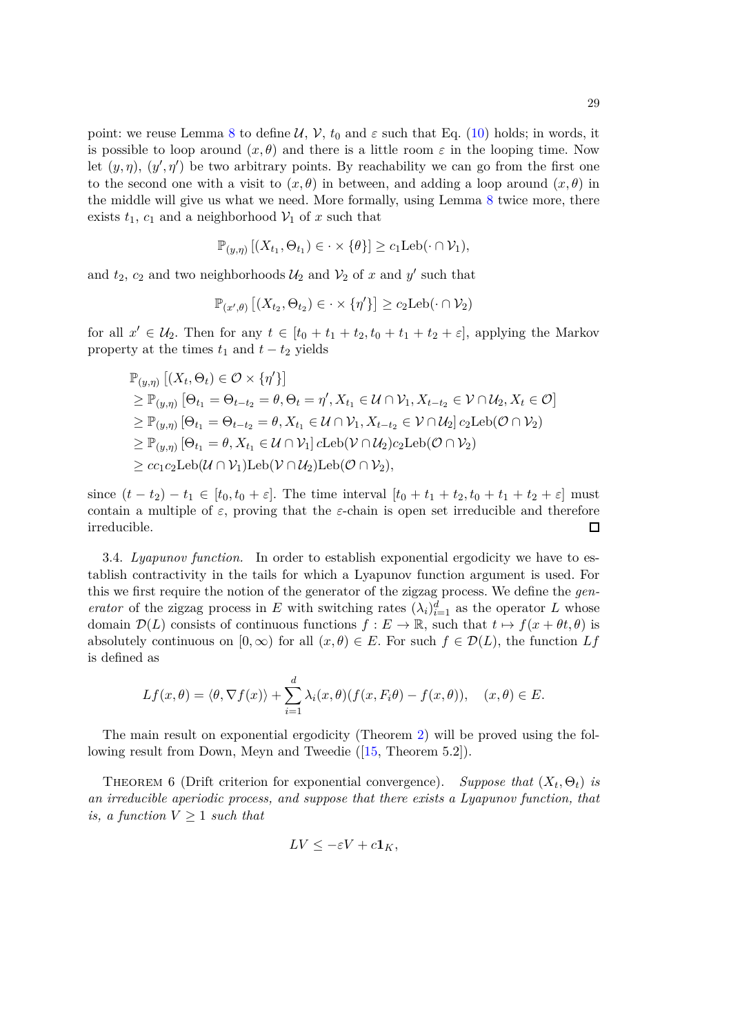point: we reuse Lemma 8 to define $\mathcal{U}$, $\mathcal{V}$, $t_0$ and $\varepsilon$ such that Eq. (10) holds; in words, it is possible to loop around $(x, \theta)$ and there is a little room $\varepsilon$ in the looping time. Now let $(y, \eta)$, $(y', \eta')$ be two arbitrary points. By reachability we can go from the first one to the second one with a visit to $(x, \theta)$ in between, and adding a loop around $(x, \theta)$ in the middle will give us what we need. More formally, using Lemma 8 twice more, there exists $t_1$, $c_1$ and a neighborhood $\mathcal{V}_1$ of $x$ such that

$$\mathbb{P}_{(y,\eta)}\left[(X_{t_1}, \Theta_{t_1}) \in \cdot \times \{\theta\}\right] \geq c_1 \mathrm{Leb}(\cdot \cap \mathcal{V}_1),$$

and $t_2$, $c_2$ and two neighborhoods $\mathcal{U}_2$ and $\mathcal{V}_2$ of $x$ and $y'$ such that

$$\mathbb{P}_{(x',\theta)}\left[(X_{t_2}, \Theta_{t_2}) \in \cdot \times \{\eta'\}\right] \geq c_2 \mathrm{Leb}(\cdot \cap \mathcal{V}_2)$$

for all $x' \in \mathcal{U}_2$. Then for any $t \in [t_0 + t_1 + t_2, t_0 + t_1 + t_2 + \varepsilon]$, applying the Markov property at the times $t_1$ and $t - t_2$ yields

$$\begin{aligned}
&\mathbb{P}_{(y,\eta)}\left[(X_t, \Theta_t) \in \mathcal{O} \times \{\eta'\}\right] \\
&\geq \mathbb{P}_{(y,\eta)}\left[\Theta_{t_1} = \Theta_{t-t_2} = \theta, \Theta_t = \eta', X_{t_1} \in \mathcal{U} \cap \mathcal{V}_1, X_{t-t_2} \in \mathcal{V} \cap \mathcal{U}_2, X_t \in \mathcal{O}\right] \\
&\geq \mathbb{P}_{(y,\eta)}\left[\Theta_{t_1} = \Theta_{t-t_2} = \theta, X_{t_1} \in \mathcal{U} \cap \mathcal{V}_1, X_{t-t_2} \in \mathcal{V} \cap \mathcal{U}_2\right] c_2 \mathrm{Leb}(\mathcal{O} \cap \mathcal{V}_2) \\
&\geq \mathbb{P}_{(y,\eta)}\left[\Theta_{t_1} = \theta, X_{t_1} \in \mathcal{U} \cap \mathcal{V}_1\right] c \mathrm{Leb}(\mathcal{V} \cap \mathcal{U}_2) c_2 \mathrm{Leb}(\mathcal{O} \cap \mathcal{V}_2) \\
&\geq c c_1 c_2 \mathrm{Leb}(\mathcal{U} \cap \mathcal{V}_1) \mathrm{Leb}(\mathcal{V} \cap \mathcal{U}_2) \mathrm{Leb}(\mathcal{O} \cap \mathcal{V}_2),
\end{aligned}$$

since $(t - t_2) - t_1 \in [t_0, t_0 + \varepsilon]$. The time interval $[t_0 + t_1 + t_2, t_0 + t_1 + t_2 + \varepsilon]$ must contain a multiple of $\varepsilon$, proving that the $\varepsilon$-chain is open set irreducible and therefore irreducible. □

3.4. *Lyapunov function.* In order to establish exponential ergodicity we have to establish contractivity in the tails for which a Lyapunov function argument is used. For this we first require the notion of the generator of the zigzag process. We define the *generator* of the zigzag process in $E$ with switching rates $(\lambda_i)_{i=1}^d$ as the operator $L$ whose domain $\mathcal{D}(L)$ consists of continuous functions $f : E \to \mathbb{R}$, such that $t \mapsto f(x + \theta t, \theta)$ is absolutely continuous on $[0, \infty)$ for all $(x, \theta) \in E$. For such $f \in \mathcal{D}(L)$, the function $Lf$ is defined as

$$Lf(x, \theta) = \langle \theta, \nabla f(x) \rangle + \sum_{i=1}^{d} \lambda_i(x, \theta)(f(x, F_i\theta) - f(x, \theta)), \quad (x, \theta) \in E.$$

The main result on exponential ergodicity (Theorem 2) will be proved using the following result from Down, Meyn and Tweedie ([15, Theorem 5.2]).

Theorem 6 (Drift criterion for exponential convergence). *Suppose that $(X_t, \Theta_t)$ is an irreducible aperiodic process, and suppose that there exists a Lyapunov function, that is, a function $V \geq 1$ such that*

$$LV \leq -\varepsilon V + c\mathbf{1}_K,$$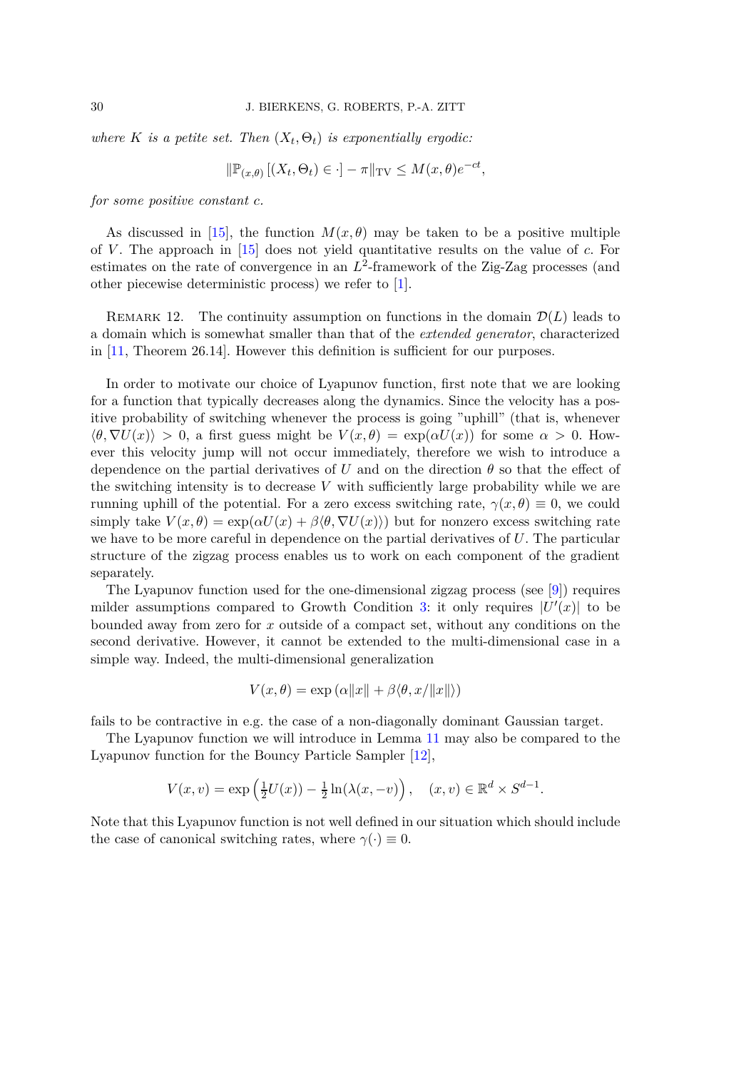*where $K$ is a petite set. Then $(X_t, \Theta_t)$ is exponentially ergodic:*

$$\|\mathbb{P}_{(x,\theta)}\left[(X_t, \Theta_t) \in \cdot\right] - \pi\|_{\mathrm{TV}} \leq M(x,\theta)e^{-ct},$$

*for some positive constant $c$.*

As discussed in [15], the function $M(x,\theta)$ may be taken to be a positive multiple of $V$. The approach in [15] does not yield quantitative results on the value of $c$. For estimates on the rate of convergence in an $L^2$-framework of the Zig-Zag processes (and other piecewise deterministic process) we refer to [1].

Remark 12. The continuity assumption on functions in the domain $\mathcal{D}(L)$ leads to a domain which is somewhat smaller than that of the *extended generator*, characterized in [11, Theorem 26.14]. However this definition is sufficient for our purposes.

In order to motivate our choice of Lyapunov function, first note that we are looking for a function that typically decreases along the dynamics. Since the velocity has a positive probability of switching whenever the process is going "uphill" (that is, whenever $\langle \theta, \nabla U(x)\rangle > 0$, a first guess might be $V(x,\theta) = \exp(\alpha U(x))$ for some $\alpha > 0$. However this velocity jump will not occur immediately, therefore we wish to introduce a dependence on the partial derivatives of $U$ and on the direction $\theta$ so that the effect of the switching intensity is to decrease $V$ with sufficiently large probability while we are running uphill of the potential. For a zero excess switching rate, $\gamma(x,\theta) \equiv 0$, we could simply take $V(x,\theta) = \exp(\alpha U(x) + \beta \langle \theta, \nabla U(x)\rangle)$ but for nonzero excess switching rate we have to be more careful in dependence on the partial derivatives of $U$. The particular structure of the zigzag process enables us to work on each component of the gradient separately.

The Lyapunov function used for the one-dimensional zigzag process (see [9]) requires milder assumptions compared to Growth Condition 3: it only requires $|U'(x)|$ to be bounded away from zero for $x$ outside of a compact set, without any conditions on the second derivative. However, it cannot be extended to the multi-dimensional case in a simple way. Indeed, the multi-dimensional generalization

$$V(x,\theta) = \exp\left(\alpha\|x\| + \beta\langle \theta, x/\|x\|\rangle\right)$$

fails to be contractive in e.g. the case of a non-diagonally dominant Gaussian target.

The Lyapunov function we will introduce in Lemma 11 may also be compared to the Lyapunov function for the Bouncy Particle Sampler [12],

$$V(x,v) = \exp\left(\tfrac{1}{2}U(x)) - \tfrac{1}{2}\ln(\lambda(x,-v)\right), \quad (x,v) \in \mathbb{R}^d \times S^{d-1}.$$

Note that this Lyapunov function is not well defined in our situation which should include the case of canonical switching rates, where $\gamma(\cdot) \equiv 0$.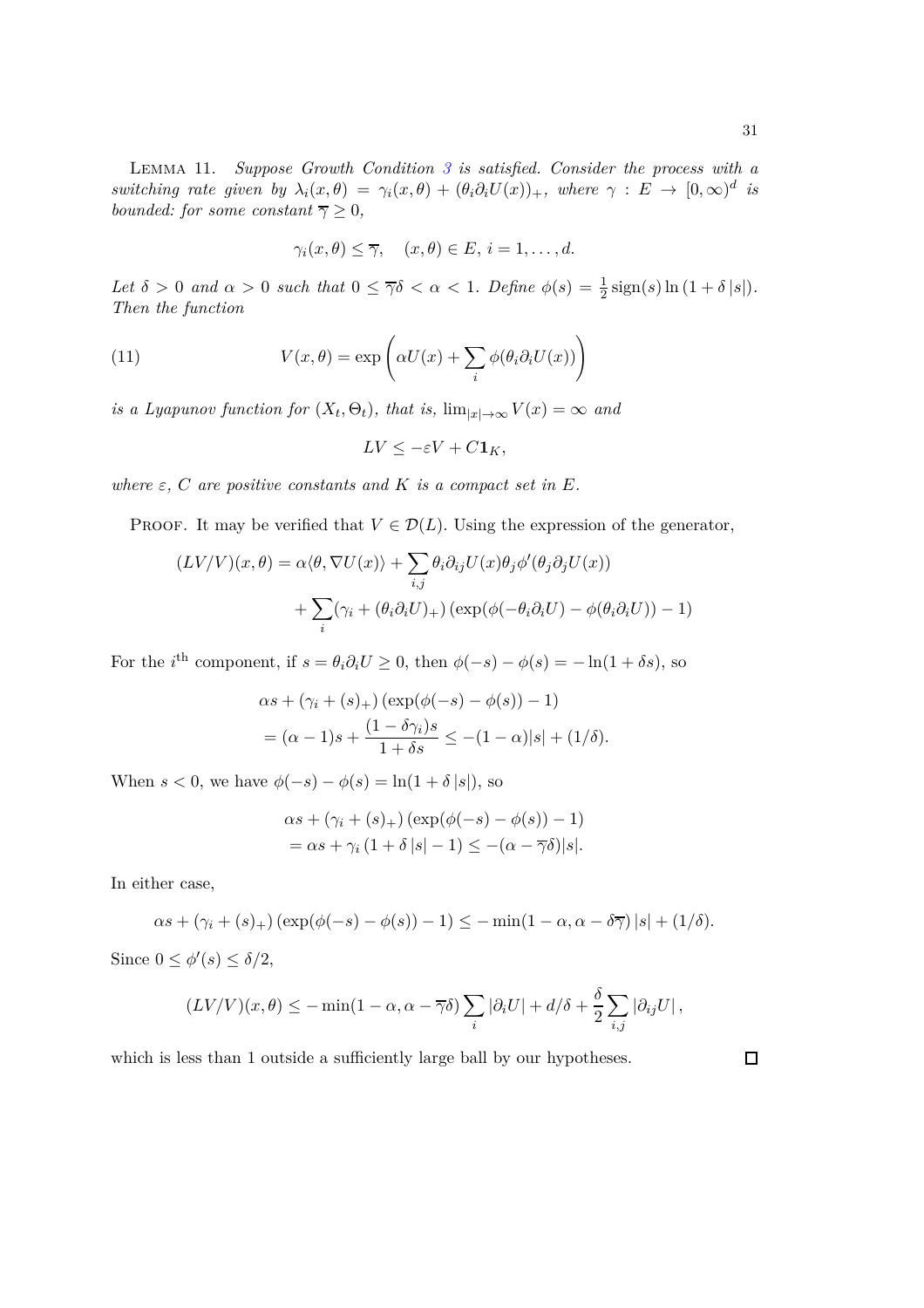LEMMA 11. *Suppose Growth Condition 3 is satisfied. Consider the process with a switching rate given by $\lambda_i(x, \theta) = \gamma_i(x, \theta) + (\theta_i \partial_i U(x))_+$, where $\gamma : E \to [0, \infty)^d$ is bounded: for some constant $\overline{\gamma} \geq 0$,*

$$\gamma_i(x, \theta) \leq \overline{\gamma}, \quad (x, \theta) \in E, \, i = 1, \ldots, d.$$

*Let $\delta > 0$ and $\alpha > 0$ such that $0 \leq \overline{\gamma}\delta < \alpha < 1$. Define $\phi(s) = \frac{1}{2} \operatorname{sign}(s) \ln(1 + \delta |s|)$. Then the function*

$$V(x, \theta) = \exp\left( \alpha U(x) + \sum_i \phi(\theta_i \partial_i U(x)) \right) \tag{11}$$

*is a Lyapunov function for $(X_t, \Theta_t)$, that is, $\lim_{|x| \to \infty} V(x) = \infty$ and*

$$LV \leq -\varepsilon V + C \mathbf{1}_K,$$

*where $\varepsilon$, $C$ are positive constants and $K$ is a compact set in $E$.*

PROOF. It may be verified that $V \in \mathcal{D}(L)$. Using the expression of the generator,

$$\begin{aligned}
(LV/V)(x, \theta) &= \alpha \langle \theta, \nabla U(x) \rangle + \sum_{i,j} \theta_i \partial_{ij} U(x) \theta_j \phi'(\theta_j \partial_j U(x)) \\
&\quad + \sum_i (\gamma_i + (\theta_i \partial_i U)_+) \left( \exp(\phi(-\theta_i \partial_i U) - \phi(\theta_i \partial_i U)) - 1 \right)
\end{aligned}$$

For the $i^{\text{th}}$ component, if $s = \theta_i \partial_i U \geq 0$, then $\phi(-s) - \phi(s) = -\ln(1 + \delta s)$, so

$$\begin{aligned}
&\alpha s + (\gamma_i + (s)_+) \left( \exp(\phi(-s) - \phi(s)) - 1 \right) \\
&= (\alpha - 1)s + \frac{(1 - \delta \gamma_i)s}{1 + \delta s} \leq -(1 - \alpha)|s| + (1/\delta).
\end{aligned}$$

When $s < 0$, we have $\phi(-s) - \phi(s) = \ln(1 + \delta |s|)$, so

$$\begin{aligned}
&\alpha s + (\gamma_i + (s)_+) \left( \exp(\phi(-s) - \phi(s)) - 1 \right) \\
&= \alpha s + \gamma_i (1 + \delta |s| - 1) \leq -(\alpha - \overline{\gamma}\delta)|s|.
\end{aligned}$$

In either case,

$$\alpha s + (\gamma_i + (s)_+) \left( \exp(\phi(-s) - \phi(s)) - 1 \right) \leq -\min(1 - \alpha, \alpha - \delta \overline{\gamma}) |s| + (1/\delta).$$

Since $0 \leq \phi'(s) \leq \delta/2$,

$$(LV/V)(x, \theta) \leq -\min(1 - \alpha, \alpha - \overline{\gamma}\delta) \sum_i |\partial_i U| + d/\delta + \frac{\delta}{2} \sum_{i,j} |\partial_{ij} U|,$$

which is less than 1 outside a sufficiently large ball by our hypotheses. $\square$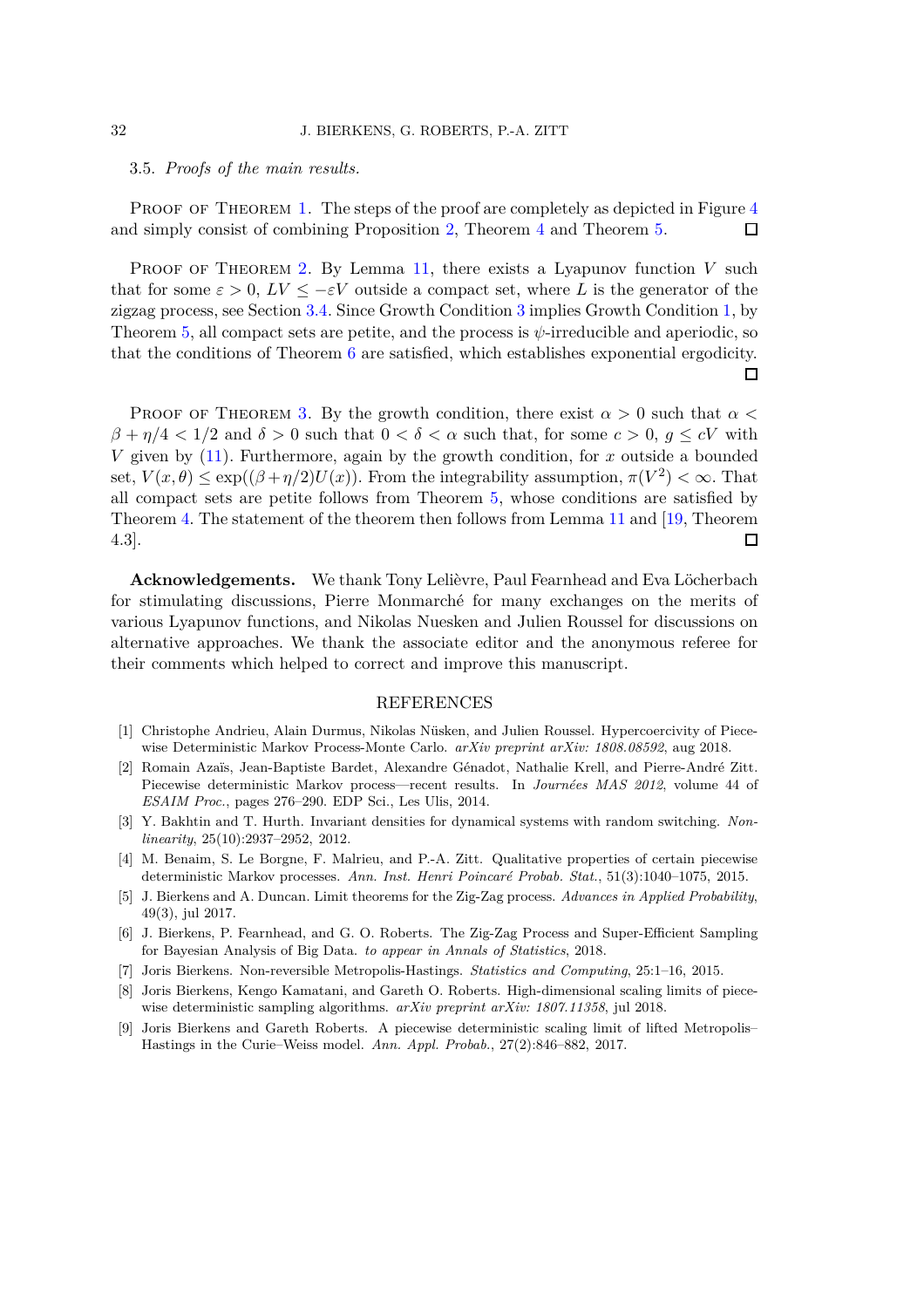3.5. *Proofs of the main results.*

Proof of Theorem 1. The steps of the proof are completely as depicted in Figure 4 and simply consist of combining Proposition 2, Theorem 4 and Theorem 5. □

Proof of Theorem 2. By Lemma 11, there exists a Lyapunov function $V$ such that for some $\varepsilon > 0$, $LV \leq -\varepsilon V$ outside a compact set, where $L$ is the generator of the zigzag process, see Section 3.4. Since Growth Condition 3 implies Growth Condition 1, by Theorem 5, all compact sets are petite, and the process is $\psi$-irreducible and aperiodic, so that the conditions of Theorem 6 are satisfied, which establishes exponential ergodicity. □

Proof of Theorem 3. By the growth condition, there exist $\alpha > 0$ such that $\alpha < \beta + \eta/4 < 1/2$ and $\delta > 0$ such that $0 < \delta < \alpha$ such that, for some $c > 0$, $g \leq cV$ with $V$ given by (11). Furthermore, again by the growth condition, for $x$ outside a bounded set, $V(x, \theta) \leq \exp((\beta + \eta/2)U(x))$. From the integrability assumption, $\pi(V^2) < \infty$. That all compact sets are petite follows from Theorem 5, whose conditions are satisfied by Theorem 4. The statement of the theorem then follows from Lemma 11 and [19, Theorem 4.3]. □

**Acknowledgements.** We thank Tony Lelièvre, Paul Fearnhead and Eva Löcherbach for stimulating discussions, Pierre Monmarché for many exchanges on the merits of various Lyapunov functions, and Nikolas Nuesken and Julien Roussel for discussions on alternative approaches. We thank the associate editor and the anonymous referee for their comments which helped to correct and improve this manuscript.

## REFERENCES

[1] Christophe Andrieu, Alain Durmus, Nikolas Nüsken, and Julien Roussel. Hypercoercivity of Piecewise Deterministic Markov Process-Monte Carlo. *arXiv preprint arXiv: 1808.08592*, aug 2018.

[2] Romain Azaïs, Jean-Baptiste Bardet, Alexandre Génadot, Nathalie Krell, and Pierre-André Zitt. Piecewise deterministic Markov process—recent results. In *Journées MAS 2012*, volume 44 of *ESAIM Proc.*, pages 276–290. EDP Sci., Les Ulis, 2014.

[3] Y. Bakhtin and T. Hurth. Invariant densities for dynamical systems with random switching. *Nonlinearity*, 25(10):2937–2952, 2012.

[4] M. Benaim, S. Le Borgne, F. Malrieu, and P.-A. Zitt. Qualitative properties of certain piecewise deterministic Markov processes. *Ann. Inst. Henri Poincaré Probab. Stat.*, 51(3):1040–1075, 2015.

[5] J. Bierkens and A. Duncan. Limit theorems for the Zig-Zag process. *Advances in Applied Probability*, 49(3), jul 2017.

[6] J. Bierkens, P. Fearnhead, and G. O. Roberts. The Zig-Zag Process and Super-Efficient Sampling for Bayesian Analysis of Big Data. *to appear in Annals of Statistics*, 2018.

[7] Joris Bierkens. Non-reversible Metropolis-Hastings. *Statistics and Computing*, 25:1–16, 2015.

[8] Joris Bierkens, Kengo Kamatani, and Gareth O. Roberts. High-dimensional scaling limits of piecewise deterministic sampling algorithms. *arXiv preprint arXiv: 1807.11358*, jul 2018.

[9] Joris Bierkens and Gareth Roberts. A piecewise deterministic scaling limit of lifted Metropolis–Hastings in the Curie–Weiss model. *Ann. Appl. Probab.*, 27(2):846–882, 2017.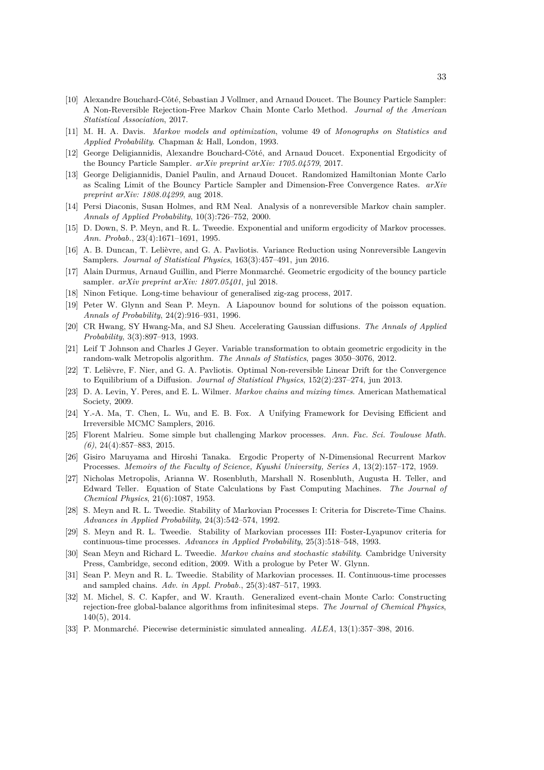[10] Alexandre Bouchard-Côté, Sebastian J Vollmer, and Arnaud Doucet. The Bouncy Particle Sampler: A Non-Reversible Rejection-Free Markov Chain Monte Carlo Method. *Journal of the American Statistical Association*, 2017.

[11] M. H. A. Davis. *Markov models and optimization*, volume 49 of *Monographs on Statistics and Applied Probability*. Chapman & Hall, London, 1993.

[12] George Deligiannidis, Alexandre Bouchard-Côté, and Arnaud Doucet. Exponential Ergodicity of the Bouncy Particle Sampler. *arXiv preprint arXiv: 1705.04579*, 2017.

[13] George Deligiannidis, Daniel Paulin, and Arnaud Doucet. Randomized Hamiltonian Monte Carlo as Scaling Limit of the Bouncy Particle Sampler and Dimension-Free Convergence Rates. *arXiv preprint arXiv: 1808.04299*, aug 2018.

[14] Persi Diaconis, Susan Holmes, and RM Neal. Analysis of a nonreversible Markov chain sampler. *Annals of Applied Probability*, 10(3):726–752, 2000.

[15] D. Down, S. P. Meyn, and R. L. Tweedie. Exponential and uniform ergodicity of Markov processes. *Ann. Probab.*, 23(4):1671–1691, 1995.

[16] A. B. Duncan, T. Lelièvre, and G. A. Pavliotis. Variance Reduction using Nonreversible Langevin Samplers. *Journal of Statistical Physics*, 163(3):457–491, jun 2016.

[17] Alain Durmus, Arnaud Guillin, and Pierre Monmarché. Geometric ergodicity of the bouncy particle sampler. *arXiv preprint arXiv: 1807.05401*, jul 2018.

[18] Ninon Fetique. Long-time behaviour of generalised zig-zag process, 2017.

[19] Peter W. Glynn and Sean P. Meyn. A Liapounov bound for solutions of the poisson equation. *Annals of Probability*, 24(2):916–931, 1996.

[20] CR Hwang, SY Hwang-Ma, and SJ Sheu. Accelerating Gaussian diffusions. *The Annals of Applied Probability*, 3(3):897–913, 1993.

[21] Leif T Johnson and Charles J Geyer. Variable transformation to obtain geometric ergodicity in the random-walk Metropolis algorithm. *The Annals of Statistics*, pages 3050–3076, 2012.

[22] T. Lelièvre, F. Nier, and G. A. Pavliotis. Optimal Non-reversible Linear Drift for the Convergence to Equilibrium of a Diffusion. *Journal of Statistical Physics*, 152(2):237–274, jun 2013.

[23] D. A. Levin, Y. Peres, and E. L. Wilmer. *Markov chains and mixing times*. American Mathematical Society, 2009.

[24] Y.-A. Ma, T. Chen, L. Wu, and E. B. Fox. A Unifying Framework for Devising Efficient and Irreversible MCMC Samplers, 2016.

[25] Florent Malrieu. Some simple but challenging Markov processes. *Ann. Fac. Sci. Toulouse Math. (6)*, 24(4):857–883, 2015.

[26] Gisiro Maruyama and Hiroshi Tanaka. Ergodic Property of N-Dimensional Recurrent Markov Processes. *Memoirs of the Faculty of Science, Kyushi University, Series A*, 13(2):157–172, 1959.

[27] Nicholas Metropolis, Arianna W. Rosenbluth, Marshall N. Rosenbluth, Augusta H. Teller, and Edward Teller. Equation of State Calculations by Fast Computing Machines. *The Journal of Chemical Physics*, 21(6):1087, 1953.

[28] S. Meyn and R. L. Tweedie. Stability of Markovian Processes I: Criteria for Discrete-Time Chains. *Advances in Applied Probability*, 24(3):542–574, 1992.

[29] S. Meyn and R. L. Tweedie. Stability of Markovian processes III: Foster-Lyapunov criteria for continuous-time processes. *Advances in Applied Probability*, 25(3):518–548, 1993.

[30] Sean Meyn and Richard L. Tweedie. *Markov chains and stochastic stability*. Cambridge University Press, Cambridge, second edition, 2009. With a prologue by Peter W. Glynn.

[31] Sean P. Meyn and R. L. Tweedie. Stability of Markovian processes. II. Continuous-time processes and sampled chains. *Adv. in Appl. Probab.*, 25(3):487–517, 1993.

[32] M. Michel, S. C. Kapfer, and W. Krauth. Generalized event-chain Monte Carlo: Constructing rejection-free global-balance algorithms from infinitesimal steps. *The Journal of Chemical Physics*, 140(5), 2014.

[33] P. Monmarché. Piecewise deterministic simulated annealing. *ALEA*, 13(1):357–398, 2016.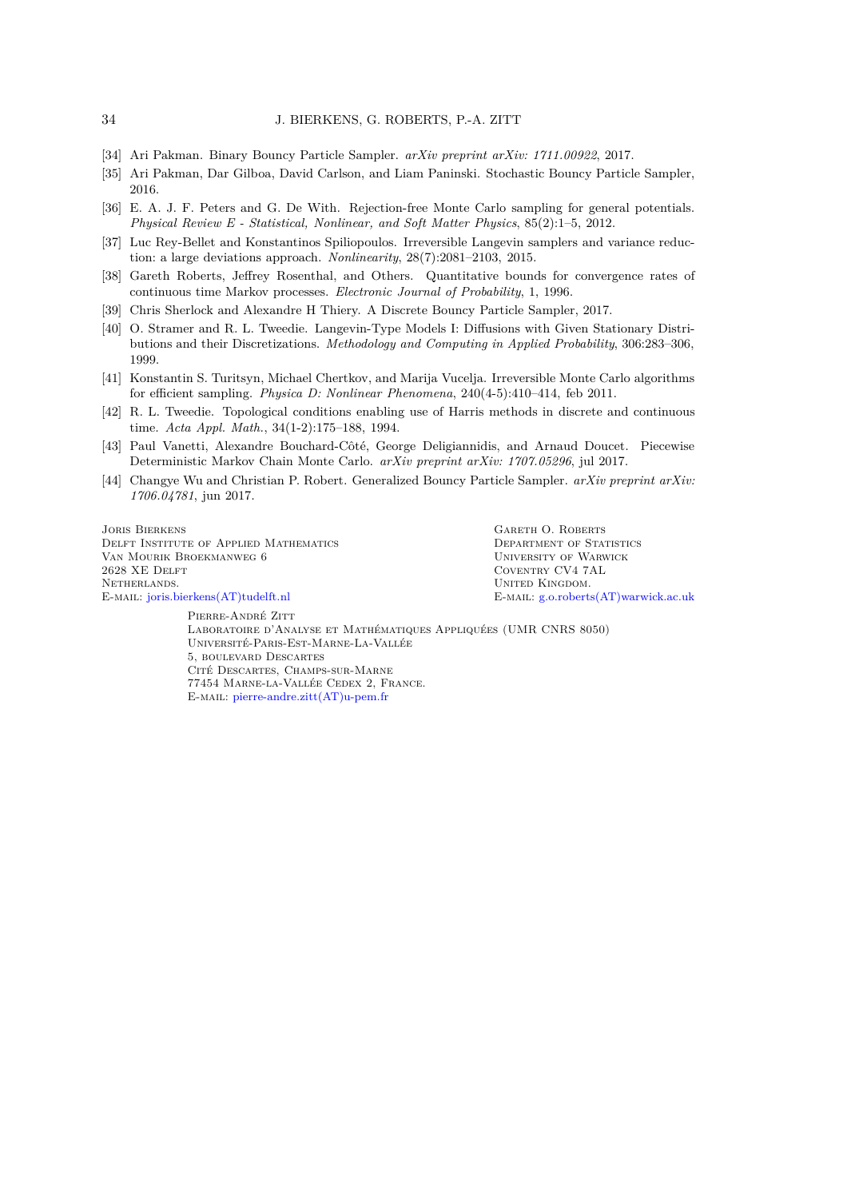[34] Ari Pakman. Binary Bouncy Particle Sampler. *arXiv preprint arXiv: 1711.00922*, 2017.

[35] Ari Pakman, Dar Gilboa, David Carlson, and Liam Paninski. Stochastic Bouncy Particle Sampler, 2016.

[36] E. A. J. F. Peters and G. De With. Rejection-free Monte Carlo sampling for general potentials. *Physical Review E - Statistical, Nonlinear, and Soft Matter Physics*, 85(2):1–5, 2012.

[37] Luc Rey-Bellet and Konstantinos Spiliopoulos. Irreversible Langevin samplers and variance reduction: a large deviations approach. *Nonlinearity*, 28(7):2081–2103, 2015.

[38] Gareth Roberts, Jeffrey Rosenthal, and Others. Quantitative bounds for convergence rates of continuous time Markov processes. *Electronic Journal of Probability*, 1, 1996.

[39] Chris Sherlock and Alexandre H Thiery. A Discrete Bouncy Particle Sampler, 2017.

[40] O. Stramer and R. L. Tweedie. Langevin-Type Models I: Diffusions with Given Stationary Distributions and their Discretizations. *Methodology and Computing in Applied Probability*, 306:283–306, 1999.

[41] Konstantin S. Turitsyn, Michael Chertkov, and Marija Vucelja. Irreversible Monte Carlo algorithms for efficient sampling. *Physica D: Nonlinear Phenomena*, 240(4-5):410–414, feb 2011.

[42] R. L. Tweedie. Topological conditions enabling use of Harris methods in discrete and continuous time. *Acta Appl. Math.*, 34(1-2):175–188, 1994.

[43] Paul Vanetti, Alexandre Bouchard-Côté, George Deligiannidis, and Arnaud Doucet. Piecewise Deterministic Markov Chain Monte Carlo. *arXiv preprint arXiv: 1707.05296*, jul 2017.

[44] Changye Wu and Christian P. Robert. Generalized Bouncy Particle Sampler. *arXiv preprint arXiv: 1706.04781*, jun 2017.

Joris Bierkens
Delft Institute of Applied Mathematics
Van Mourik Broekmanweg 6
2628 XE Delft
Netherlands.
E-mail: joris.bierkens(AT)tudelft.nl

Gareth O. Roberts
Department of Statistics
University of Warwick
Coventry CV4 7AL
United Kingdom.
E-mail: g.o.roberts(AT)warwick.ac.uk

Pierre-André Zitt
Laboratoire d'Analyse et Mathématiques Appliquées (UMR CNRS 8050)
Université-Paris-Est-Marne-La-Vallée
5, boulevard Descartes
Cité Descartes, Champs-sur-Marne
77454 Marne-la-Vallée Cedex 2, France.
E-mail: pierre-andre.zitt(AT)u-pem.fr